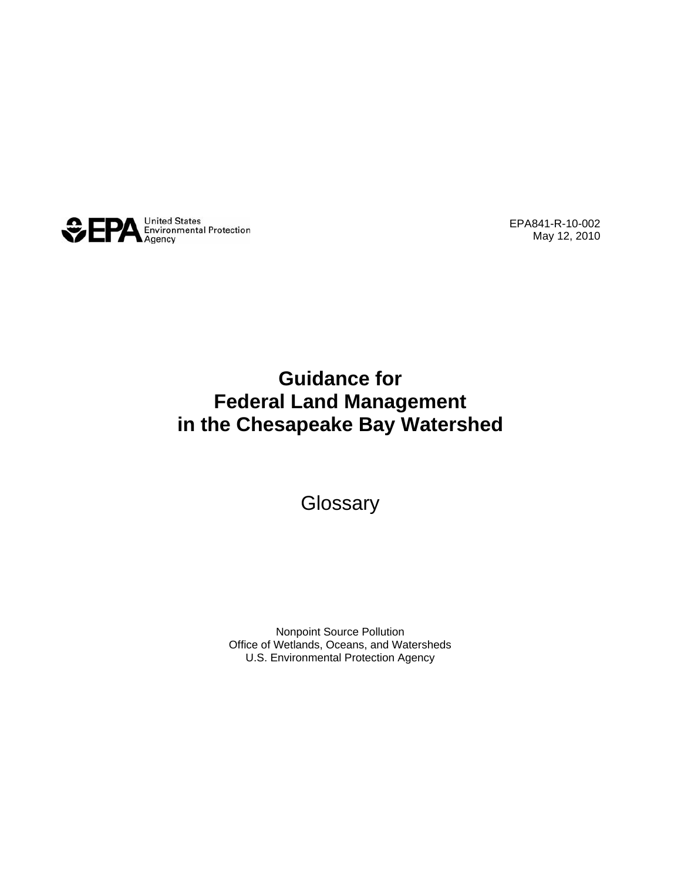United States Environmental Protection Agency

EPA841-R-10-002
May 12, 2010

# Guidance for Federal Land Management in the Chesapeake Bay Watershed

## Glossary

Nonpoint Source Pollution
Office of Wetlands, Oceans, and Watersheds
U.S. Environmental Protection Agency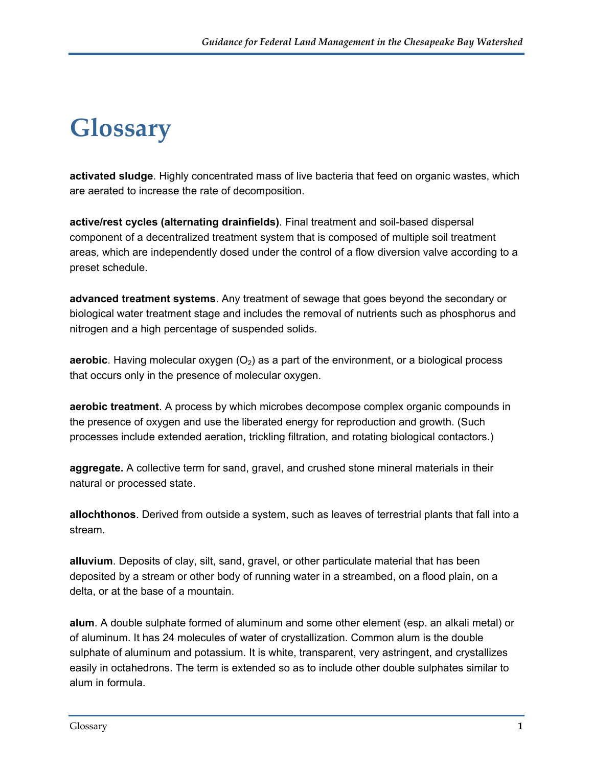# Glossary

**activated sludge**. Highly concentrated mass of live bacteria that feed on organic wastes, which are aerated to increase the rate of decomposition.

**active/rest cycles (alternating drainfields)**. Final treatment and soil-based dispersal component of a decentralized treatment system that is composed of multiple soil treatment areas, which are independently dosed under the control of a flow diversion valve according to a preset schedule.

**advanced treatment systems**. Any treatment of sewage that goes beyond the secondary or biological water treatment stage and includes the removal of nutrients such as phosphorus and nitrogen and a high percentage of suspended solids.

**aerobic**. Having molecular oxygen ($O_2$) as a part of the environment, or a biological process that occurs only in the presence of molecular oxygen.

**aerobic treatment**. A process by which microbes decompose complex organic compounds in the presence of oxygen and use the liberated energy for reproduction and growth. (Such processes include extended aeration, trickling filtration, and rotating biological contactors.)

**aggregate.** A collective term for sand, gravel, and crushed stone mineral materials in their natural or processed state.

**allochthonos**. Derived from outside a system, such as leaves of terrestrial plants that fall into a stream.

**alluvium**. Deposits of clay, silt, sand, gravel, or other particulate material that has been deposited by a stream or other body of running water in a streambed, on a flood plain, on a delta, or at the base of a mountain.

**alum**. A double sulphate formed of aluminum and some other element (esp. an alkali metal) or of aluminum. It has 24 molecules of water of crystallization. Common alum is the double sulphate of aluminum and potassium. It is white, transparent, very astringent, and crystallizes easily in octahedrons. The term is extended so as to include other double sulphates similar to alum in formula.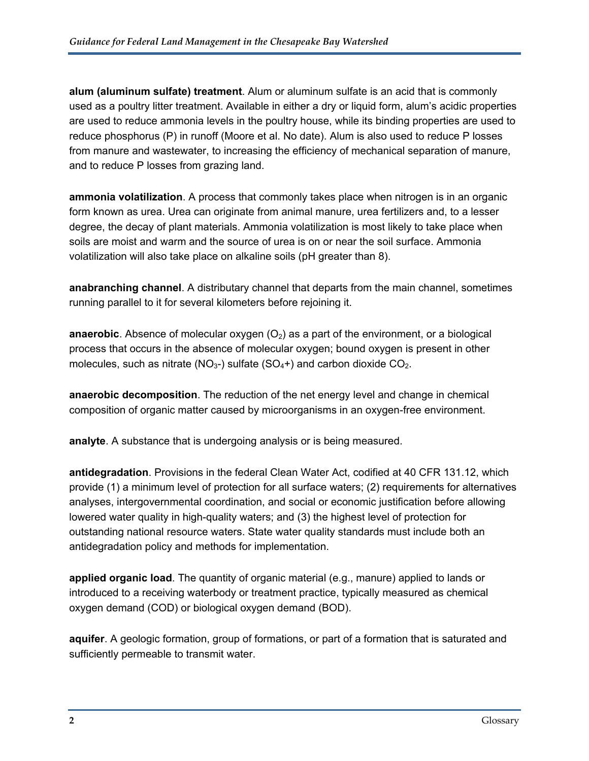**alum (aluminum sulfate) treatment**. Alum or aluminum sulfate is an acid that is commonly used as a poultry litter treatment. Available in either a dry or liquid form, alum's acidic properties are used to reduce ammonia levels in the poultry house, while its binding properties are used to reduce phosphorus (P) in runoff (Moore et al. No date). Alum is also used to reduce P losses from manure and wastewater, to increasing the efficiency of mechanical separation of manure, and to reduce P losses from grazing land.

**ammonia volatilization**. A process that commonly takes place when nitrogen is in an organic form known as urea. Urea can originate from animal manure, urea fertilizers and, to a lesser degree, the decay of plant materials. Ammonia volatilization is most likely to take place when soils are moist and warm and the source of urea is on or near the soil surface. Ammonia volatilization will also take place on alkaline soils (pH greater than 8).

**anabranching channel**. A distributary channel that departs from the main channel, sometimes running parallel to it for several kilometers before rejoining it.

**anaerobic**. Absence of molecular oxygen ($O_2$) as a part of the environment, or a biological process that occurs in the absence of molecular oxygen; bound oxygen is present in other molecules, such as nitrate ($NO_3$-) sulfate ($SO_4$+) and carbon dioxide $CO_2$.

**anaerobic decomposition**. The reduction of the net energy level and change in chemical composition of organic matter caused by microorganisms in an oxygen-free environment.

**analyte**. A substance that is undergoing analysis or is being measured.

**antidegradation**. Provisions in the federal Clean Water Act, codified at 40 CFR 131.12, which provide (1) a minimum level of protection for all surface waters; (2) requirements for alternatives analyses, intergovernmental coordination, and social or economic justification before allowing lowered water quality in high-quality waters; and (3) the highest level of protection for outstanding national resource waters. State water quality standards must include both an antidegradation policy and methods for implementation.

**applied organic load**. The quantity of organic material (e.g., manure) applied to lands or introduced to a receiving waterbody or treatment practice, typically measured as chemical oxygen demand (COD) or biological oxygen demand (BOD).

**aquifer**. A geologic formation, group of formations, or part of a formation that is saturated and sufficiently permeable to transmit water.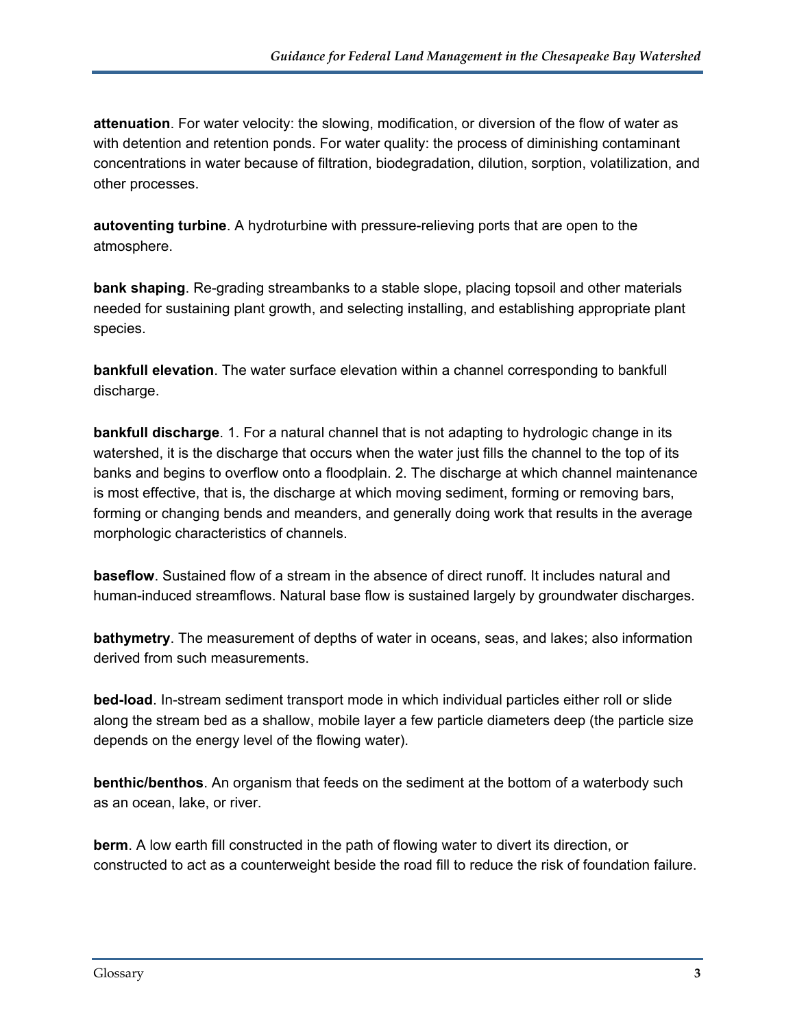**attenuation**. For water velocity: the slowing, modification, or diversion of the flow of water as with detention and retention ponds. For water quality: the process of diminishing contaminant concentrations in water because of filtration, biodegradation, dilution, sorption, volatilization, and other processes.

**autoventing turbine**. A hydroturbine with pressure-relieving ports that are open to the atmosphere.

**bank shaping**. Re-grading streambanks to a stable slope, placing topsoil and other materials needed for sustaining plant growth, and selecting installing, and establishing appropriate plant species.

**bankfull elevation**. The water surface elevation within a channel corresponding to bankfull discharge.

**bankfull discharge**. 1. For a natural channel that is not adapting to hydrologic change in its watershed, it is the discharge that occurs when the water just fills the channel to the top of its banks and begins to overflow onto a floodplain. 2. The discharge at which channel maintenance is most effective, that is, the discharge at which moving sediment, forming or removing bars, forming or changing bends and meanders, and generally doing work that results in the average morphologic characteristics of channels.

**baseflow**. Sustained flow of a stream in the absence of direct runoff. It includes natural and human-induced streamflows. Natural base flow is sustained largely by groundwater discharges.

**bathymetry**. The measurement of depths of water in oceans, seas, and lakes; also information derived from such measurements.

**bed-load**. In-stream sediment transport mode in which individual particles either roll or slide along the stream bed as a shallow, mobile layer a few particle diameters deep (the particle size depends on the energy level of the flowing water).

**benthic/benthos**. An organism that feeds on the sediment at the bottom of a waterbody such as an ocean, lake, or river.

**berm**. A low earth fill constructed in the path of flowing water to divert its direction, or constructed to act as a counterweight beside the road fill to reduce the risk of foundation failure.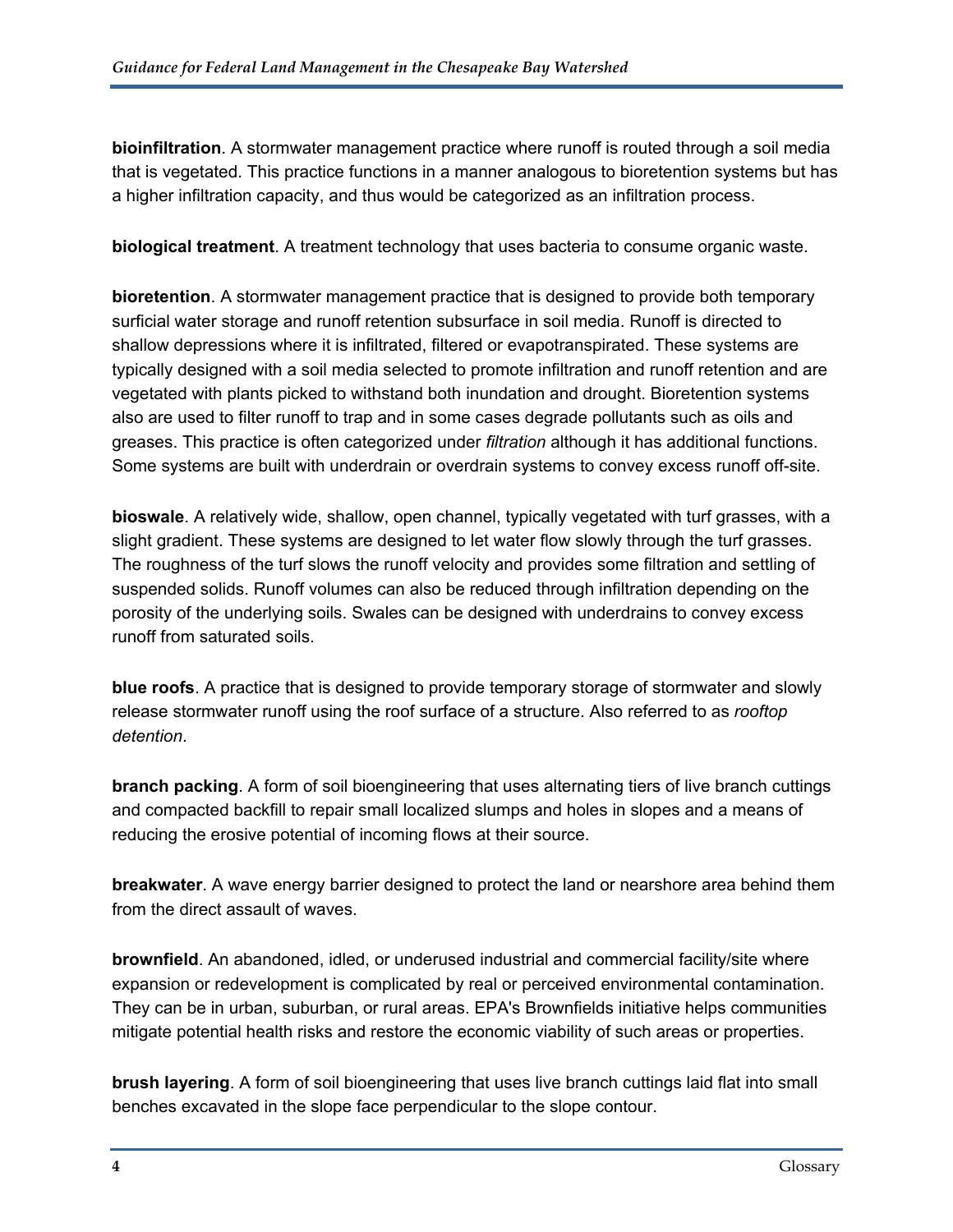**bioinfiltration**. A stormwater management practice where runoff is routed through a soil media that is vegetated. This practice functions in a manner analogous to bioretention systems but has a higher infiltration capacity, and thus would be categorized as an infiltration process.

**biological treatment**. A treatment technology that uses bacteria to consume organic waste.

**bioretention**. A stormwater management practice that is designed to provide both temporary surficial water storage and runoff retention subsurface in soil media. Runoff is directed to shallow depressions where it is infiltrated, filtered or evapotranspirated. These systems are typically designed with a soil media selected to promote infiltration and runoff retention and are vegetated with plants picked to withstand both inundation and drought. Bioretention systems also are used to filter runoff to trap and in some cases degrade pollutants such as oils and greases. This practice is often categorized under *filtration* although it has additional functions. Some systems are built with underdrain or overdrain systems to convey excess runoff off-site.

**bioswale**. A relatively wide, shallow, open channel, typically vegetated with turf grasses, with a slight gradient. These systems are designed to let water flow slowly through the turf grasses. The roughness of the turf slows the runoff velocity and provides some filtration and settling of suspended solids. Runoff volumes can also be reduced through infiltration depending on the porosity of the underlying soils. Swales can be designed with underdrains to convey excess runoff from saturated soils.

**blue roofs**. A practice that is designed to provide temporary storage of stormwater and slowly release stormwater runoff using the roof surface of a structure. Also referred to as *rooftop detention*.

**branch packing**. A form of soil bioengineering that uses alternating tiers of live branch cuttings and compacted backfill to repair small localized slumps and holes in slopes and a means of reducing the erosive potential of incoming flows at their source.

**breakwater**. A wave energy barrier designed to protect the land or nearshore area behind them from the direct assault of waves.

**brownfield**. An abandoned, idled, or underused industrial and commercial facility/site where expansion or redevelopment is complicated by real or perceived environmental contamination. They can be in urban, suburban, or rural areas. EPA's Brownfields initiative helps communities mitigate potential health risks and restore the economic viability of such areas or properties.

**brush layering**. A form of soil bioengineering that uses live branch cuttings laid flat into small benches excavated in the slope face perpendicular to the slope contour.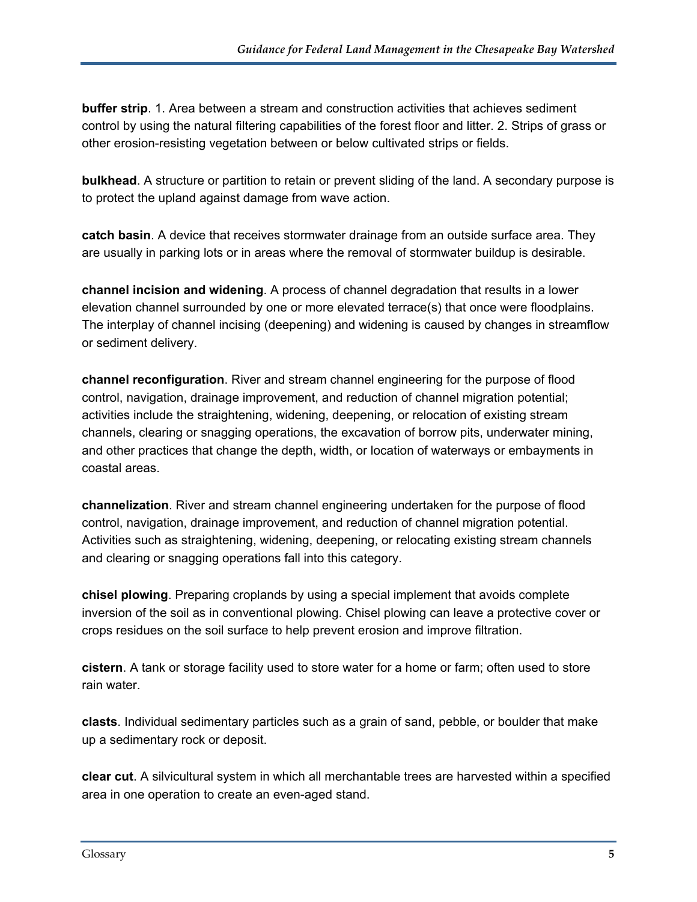**buffer strip**. 1. Area between a stream and construction activities that achieves sediment control by using the natural filtering capabilities of the forest floor and litter. 2. Strips of grass or other erosion-resisting vegetation between or below cultivated strips or fields.

**bulkhead**. A structure or partition to retain or prevent sliding of the land. A secondary purpose is to protect the upland against damage from wave action.

**catch basin**. A device that receives stormwater drainage from an outside surface area. They are usually in parking lots or in areas where the removal of stormwater buildup is desirable.

**channel incision and widening**. A process of channel degradation that results in a lower elevation channel surrounded by one or more elevated terrace(s) that once were floodplains. The interplay of channel incising (deepening) and widening is caused by changes in streamflow or sediment delivery.

**channel reconfiguration**. River and stream channel engineering for the purpose of flood control, navigation, drainage improvement, and reduction of channel migration potential; activities include the straightening, widening, deepening, or relocation of existing stream channels, clearing or snagging operations, the excavation of borrow pits, underwater mining, and other practices that change the depth, width, or location of waterways or embayments in coastal areas.

**channelization**. River and stream channel engineering undertaken for the purpose of flood control, navigation, drainage improvement, and reduction of channel migration potential. Activities such as straightening, widening, deepening, or relocating existing stream channels and clearing or snagging operations fall into this category.

**chisel plowing**. Preparing croplands by using a special implement that avoids complete inversion of the soil as in conventional plowing. Chisel plowing can leave a protective cover or crops residues on the soil surface to help prevent erosion and improve filtration.

**cistern**. A tank or storage facility used to store water for a home or farm; often used to store rain water.

**clasts**. Individual sedimentary particles such as a grain of sand, pebble, or boulder that make up a sedimentary rock or deposit.

**clear cut**. A silvicultural system in which all merchantable trees are harvested within a specified area in one operation to create an even-aged stand.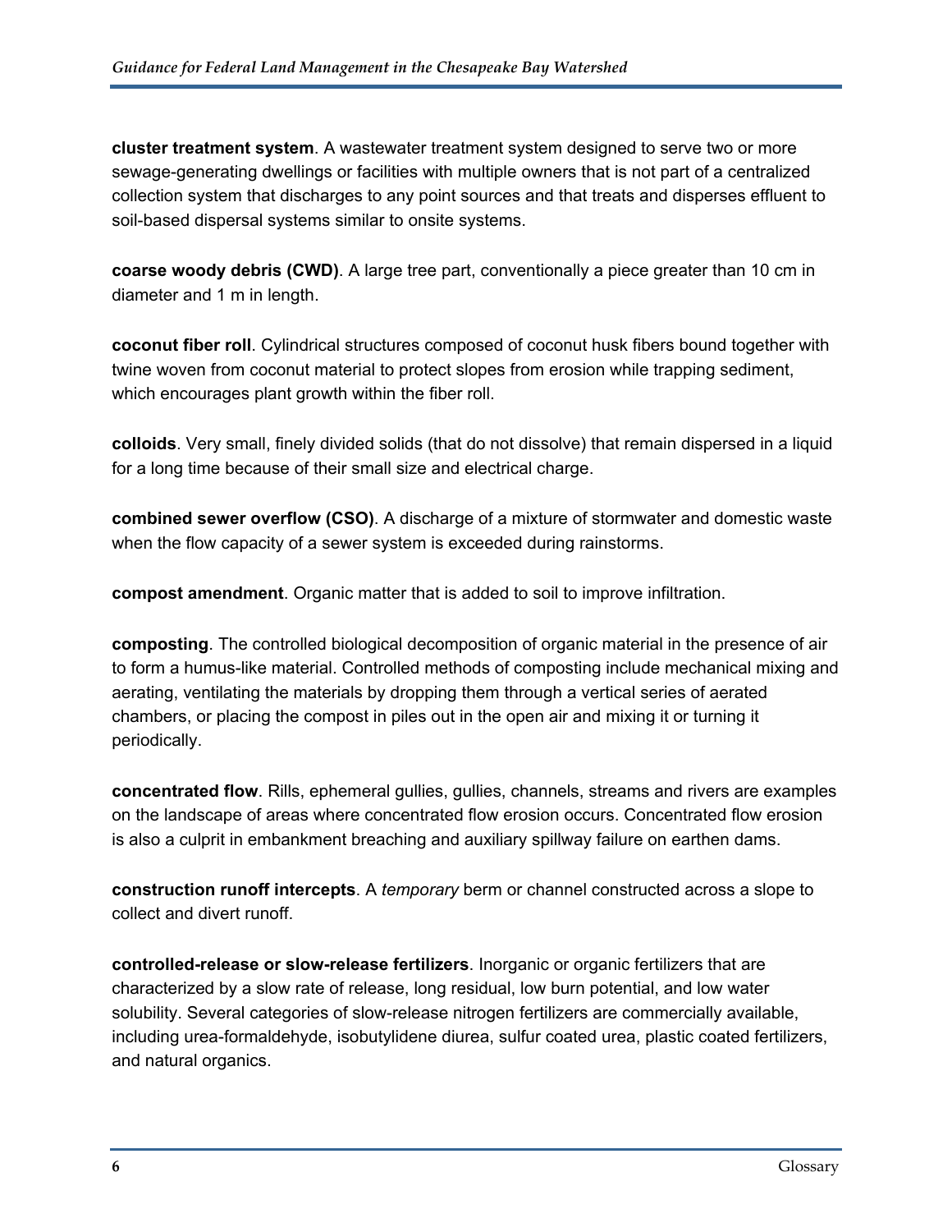**cluster treatment system**. A wastewater treatment system designed to serve two or more sewage-generating dwellings or facilities with multiple owners that is not part of a centralized collection system that discharges to any point sources and that treats and disperses effluent to soil-based dispersal systems similar to onsite systems.

**coarse woody debris (CWD)**. A large tree part, conventionally a piece greater than 10 cm in diameter and 1 m in length.

**coconut fiber roll**. Cylindrical structures composed of coconut husk fibers bound together with twine woven from coconut material to protect slopes from erosion while trapping sediment, which encourages plant growth within the fiber roll.

**colloids**. Very small, finely divided solids (that do not dissolve) that remain dispersed in a liquid for a long time because of their small size and electrical charge.

**combined sewer overflow (CSO)**. A discharge of a mixture of stormwater and domestic waste when the flow capacity of a sewer system is exceeded during rainstorms.

**compost amendment**. Organic matter that is added to soil to improve infiltration.

**composting**. The controlled biological decomposition of organic material in the presence of air to form a humus-like material. Controlled methods of composting include mechanical mixing and aerating, ventilating the materials by dropping them through a vertical series of aerated chambers, or placing the compost in piles out in the open air and mixing it or turning it periodically.

**concentrated flow**. Rills, ephemeral gullies, gullies, channels, streams and rivers are examples on the landscape of areas where concentrated flow erosion occurs. Concentrated flow erosion is also a culprit in embankment breaching and auxiliary spillway failure on earthen dams.

**construction runoff intercepts**. A *temporary* berm or channel constructed across a slope to collect and divert runoff.

**controlled-release or slow-release fertilizers**. Inorganic or organic fertilizers that are characterized by a slow rate of release, long residual, low burn potential, and low water solubility. Several categories of slow-release nitrogen fertilizers are commercially available, including urea-formaldehyde, isobutylidene diurea, sulfur coated urea, plastic coated fertilizers, and natural organics.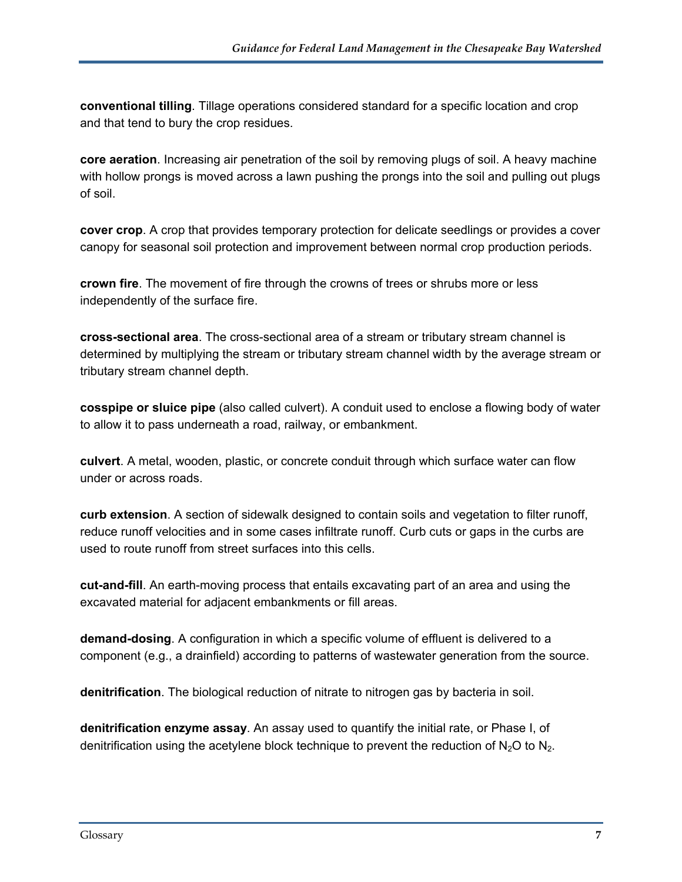**conventional tilling**. Tillage operations considered standard for a specific location and crop and that tend to bury the crop residues.

**core aeration**. Increasing air penetration of the soil by removing plugs of soil. A heavy machine with hollow prongs is moved across a lawn pushing the prongs into the soil and pulling out plugs of soil.

**cover crop**. A crop that provides temporary protection for delicate seedlings or provides a cover canopy for seasonal soil protection and improvement between normal crop production periods.

**crown fire**. The movement of fire through the crowns of trees or shrubs more or less independently of the surface fire.

**cross-sectional area**. The cross-sectional area of a stream or tributary stream channel is determined by multiplying the stream or tributary stream channel width by the average stream or tributary stream channel depth.

**cosspipe or sluice pipe** (also called culvert). A conduit used to enclose a flowing body of water to allow it to pass underneath a road, railway, or embankment.

**culvert**. A metal, wooden, plastic, or concrete conduit through which surface water can flow under or across roads.

**curb extension**. A section of sidewalk designed to contain soils and vegetation to filter runoff, reduce runoff velocities and in some cases infiltrate runoff. Curb cuts or gaps in the curbs are used to route runoff from street surfaces into this cells.

**cut-and-fill**. An earth-moving process that entails excavating part of an area and using the excavated material for adjacent embankments or fill areas.

**demand-dosing**. A configuration in which a specific volume of effluent is delivered to a component (e.g., a drainfield) according to patterns of wastewater generation from the source.

**denitrification**. The biological reduction of nitrate to nitrogen gas by bacteria in soil.

**denitrification enzyme assay**. An assay used to quantify the initial rate, or Phase I, of denitrification using the acetylene block technique to prevent the reduction of $N_2O$ to $N_2$.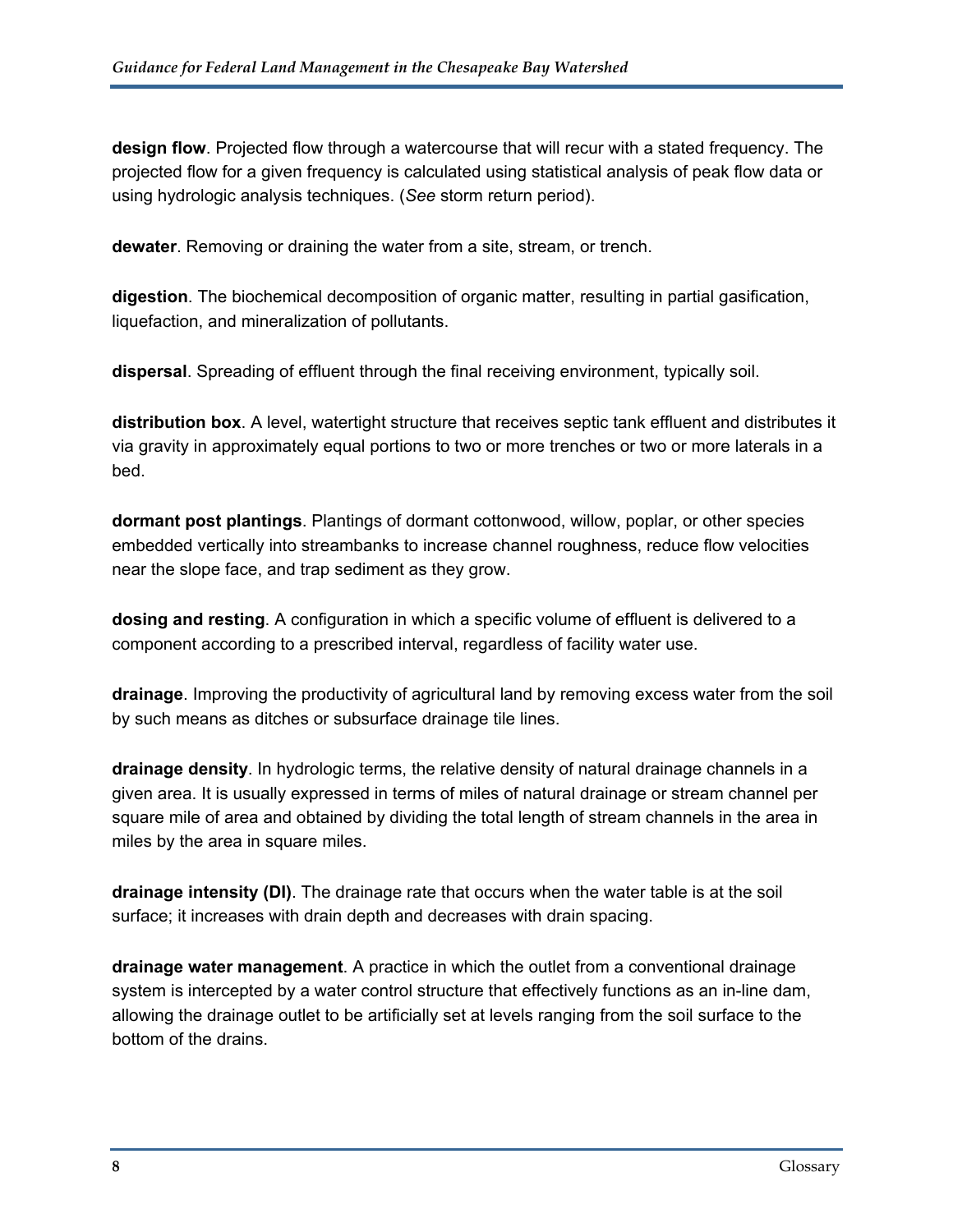**design flow**. Projected flow through a watercourse that will recur with a stated frequency. The projected flow for a given frequency is calculated using statistical analysis of peak flow data or using hydrologic analysis techniques. (*See* storm return period).

**dewater**. Removing or draining the water from a site, stream, or trench.

**digestion**. The biochemical decomposition of organic matter, resulting in partial gasification, liquefaction, and mineralization of pollutants.

**dispersal**. Spreading of effluent through the final receiving environment, typically soil.

**distribution box**. A level, watertight structure that receives septic tank effluent and distributes it via gravity in approximately equal portions to two or more trenches or two or more laterals in a bed.

**dormant post plantings**. Plantings of dormant cottonwood, willow, poplar, or other species embedded vertically into streambanks to increase channel roughness, reduce flow velocities near the slope face, and trap sediment as they grow.

**dosing and resting**. A configuration in which a specific volume of effluent is delivered to a component according to a prescribed interval, regardless of facility water use.

**drainage**. Improving the productivity of agricultural land by removing excess water from the soil by such means as ditches or subsurface drainage tile lines.

**drainage density**. In hydrologic terms, the relative density of natural drainage channels in a given area. It is usually expressed in terms of miles of natural drainage or stream channel per square mile of area and obtained by dividing the total length of stream channels in the area in miles by the area in square miles.

**drainage intensity (DI)**. The drainage rate that occurs when the water table is at the soil surface; it increases with drain depth and decreases with drain spacing.

**drainage water management**. A practice in which the outlet from a conventional drainage system is intercepted by a water control structure that effectively functions as an in-line dam, allowing the drainage outlet to be artificially set at levels ranging from the soil surface to the bottom of the drains.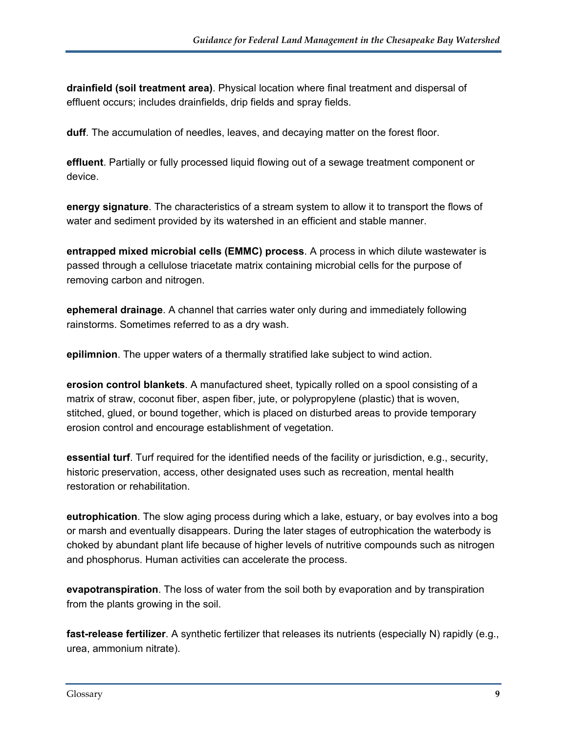**drainfield (soil treatment area)**. Physical location where final treatment and dispersal of effluent occurs; includes drainfields, drip fields and spray fields.

**duff**. The accumulation of needles, leaves, and decaying matter on the forest floor.

**effluent**. Partially or fully processed liquid flowing out of a sewage treatment component or device.

**energy signature**. The characteristics of a stream system to allow it to transport the flows of water and sediment provided by its watershed in an efficient and stable manner.

**entrapped mixed microbial cells (EMMC) process**. A process in which dilute wastewater is passed through a cellulose triacetate matrix containing microbial cells for the purpose of removing carbon and nitrogen.

**ephemeral drainage**. A channel that carries water only during and immediately following rainstorms. Sometimes referred to as a dry wash.

**epilimnion**. The upper waters of a thermally stratified lake subject to wind action.

**erosion control blankets**. A manufactured sheet, typically rolled on a spool consisting of a matrix of straw, coconut fiber, aspen fiber, jute, or polypropylene (plastic) that is woven, stitched, glued, or bound together, which is placed on disturbed areas to provide temporary erosion control and encourage establishment of vegetation.

**essential turf**. Turf required for the identified needs of the facility or jurisdiction, e.g., security, historic preservation, access, other designated uses such as recreation, mental health restoration or rehabilitation.

**eutrophication**. The slow aging process during which a lake, estuary, or bay evolves into a bog or marsh and eventually disappears. During the later stages of eutrophication the waterbody is choked by abundant plant life because of higher levels of nutritive compounds such as nitrogen and phosphorus. Human activities can accelerate the process.

**evapotranspiration**. The loss of water from the soil both by evaporation and by transpiration from the plants growing in the soil.

**fast-release fertilizer**. A synthetic fertilizer that releases its nutrients (especially N) rapidly (e.g., urea, ammonium nitrate).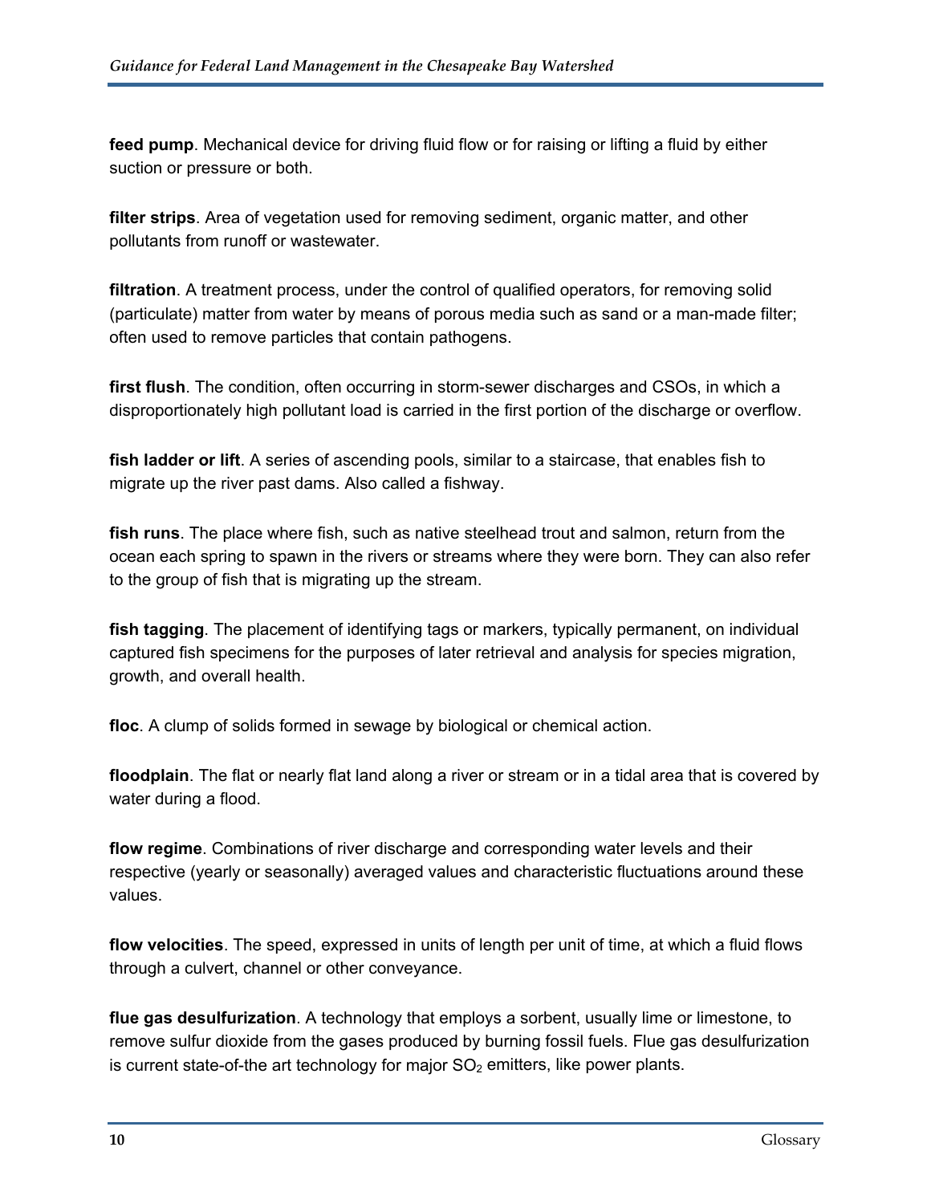**feed pump**. Mechanical device for driving fluid flow or for raising or lifting a fluid by either suction or pressure or both.

**filter strips**. Area of vegetation used for removing sediment, organic matter, and other pollutants from runoff or wastewater.

**filtration**. A treatment process, under the control of qualified operators, for removing solid (particulate) matter from water by means of porous media such as sand or a man-made filter; often used to remove particles that contain pathogens.

**first flush**. The condition, often occurring in storm-sewer discharges and CSOs, in which a disproportionately high pollutant load is carried in the first portion of the discharge or overflow.

**fish ladder or lift**. A series of ascending pools, similar to a staircase, that enables fish to migrate up the river past dams. Also called a fishway.

**fish runs**. The place where fish, such as native steelhead trout and salmon, return from the ocean each spring to spawn in the rivers or streams where they were born. They can also refer to the group of fish that is migrating up the stream.

**fish tagging**. The placement of identifying tags or markers, typically permanent, on individual captured fish specimens for the purposes of later retrieval and analysis for species migration, growth, and overall health.

**floc**. A clump of solids formed in sewage by biological or chemical action.

**floodplain**. The flat or nearly flat land along a river or stream or in a tidal area that is covered by water during a flood.

**flow regime**. Combinations of river discharge and corresponding water levels and their respective (yearly or seasonally) averaged values and characteristic fluctuations around these values.

**flow velocities**. The speed, expressed in units of length per unit of time, at which a fluid flows through a culvert, channel or other conveyance.

**flue gas desulfurization**. A technology that employs a sorbent, usually lime or limestone, to remove sulfur dioxide from the gases produced by burning fossil fuels. Flue gas desulfurization is current state-of-the art technology for major $SO_2$ emitters, like power plants.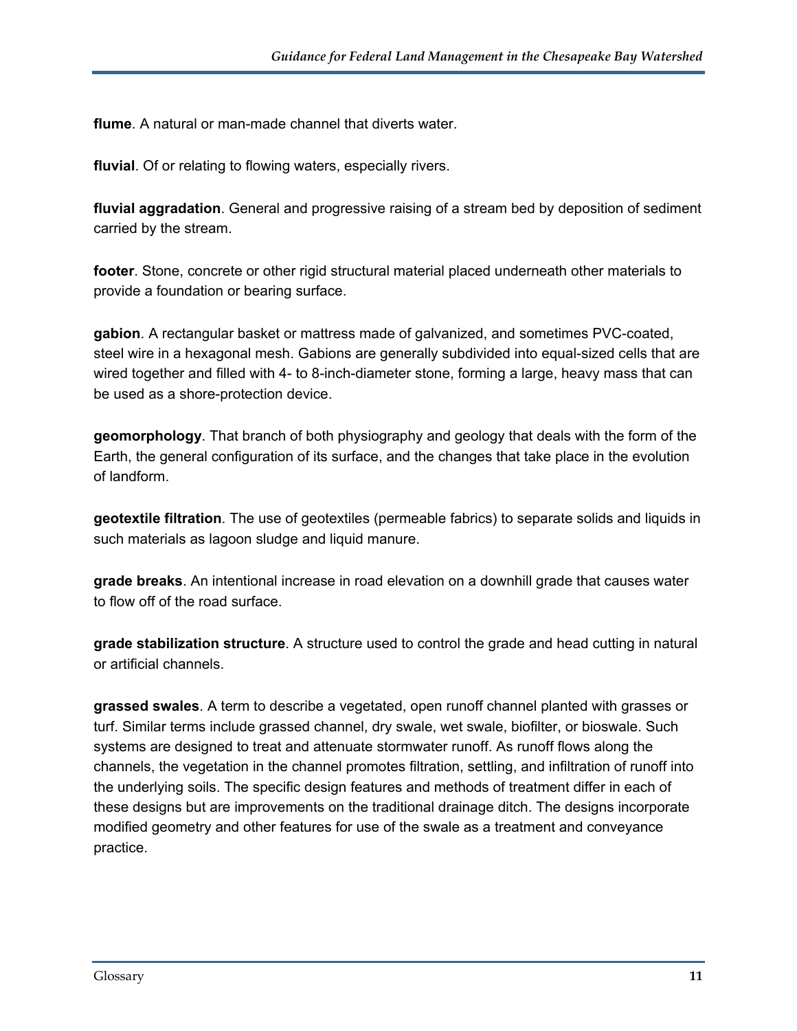**flume**. A natural or man-made channel that diverts water.

**fluvial**. Of or relating to flowing waters, especially rivers.

**fluvial aggradation**. General and progressive raising of a stream bed by deposition of sediment carried by the stream.

**footer**. Stone, concrete or other rigid structural material placed underneath other materials to provide a foundation or bearing surface.

**gabion**. A rectangular basket or mattress made of galvanized, and sometimes PVC-coated, steel wire in a hexagonal mesh. Gabions are generally subdivided into equal-sized cells that are wired together and filled with 4- to 8-inch-diameter stone, forming a large, heavy mass that can be used as a shore-protection device.

**geomorphology**. That branch of both physiography and geology that deals with the form of the Earth, the general configuration of its surface, and the changes that take place in the evolution of landform.

**geotextile filtration**. The use of geotextiles (permeable fabrics) to separate solids and liquids in such materials as lagoon sludge and liquid manure.

**grade breaks**. An intentional increase in road elevation on a downhill grade that causes water to flow off of the road surface.

**grade stabilization structure**. A structure used to control the grade and head cutting in natural or artificial channels.

**grassed swales**. A term to describe a vegetated, open runoff channel planted with grasses or turf. Similar terms include grassed channel, dry swale, wet swale, biofilter, or bioswale. Such systems are designed to treat and attenuate stormwater runoff. As runoff flows along the channels, the vegetation in the channel promotes filtration, settling, and infiltration of runoff into the underlying soils. The specific design features and methods of treatment differ in each of these designs but are improvements on the traditional drainage ditch. The designs incorporate modified geometry and other features for use of the swale as a treatment and conveyance practice.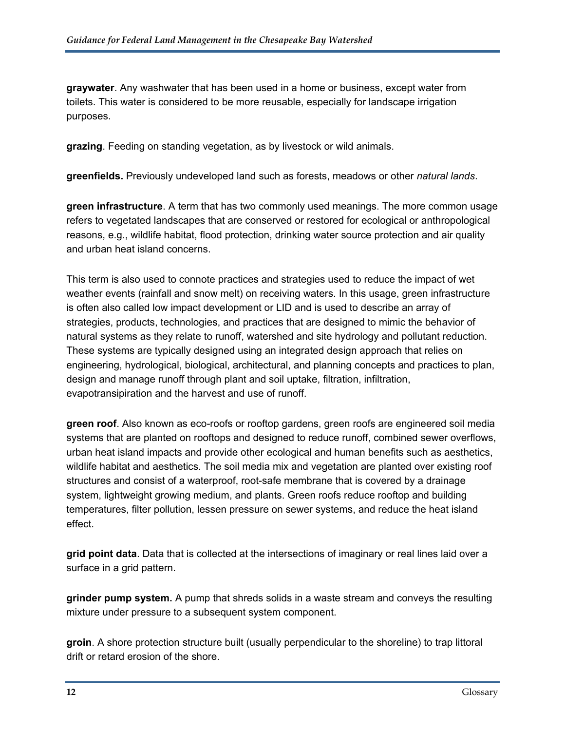**graywater**. Any washwater that has been used in a home or business, except water from toilets. This water is considered to be more reusable, especially for landscape irrigation purposes.

**grazing**. Feeding on standing vegetation, as by livestock or wild animals.

**greenfields.** Previously undeveloped land such as forests, meadows or other *natural lands*.

**green infrastructure**. A term that has two commonly used meanings. The more common usage refers to vegetated landscapes that are conserved or restored for ecological or anthropological reasons, e.g., wildlife habitat, flood protection, drinking water source protection and air quality and urban heat island concerns.

This term is also used to connote practices and strategies used to reduce the impact of wet weather events (rainfall and snow melt) on receiving waters. In this usage, green infrastructure is often also called low impact development or LID and is used to describe an array of strategies, products, technologies, and practices that are designed to mimic the behavior of natural systems as they relate to runoff, watershed and site hydrology and pollutant reduction. These systems are typically designed using an integrated design approach that relies on engineering, hydrological, biological, architectural, and planning concepts and practices to plan, design and manage runoff through plant and soil uptake, filtration, infiltration, evapotransipiration and the harvest and use of runoff.

**green roof**. Also known as eco-roofs or rooftop gardens, green roofs are engineered soil media systems that are planted on rooftops and designed to reduce runoff, combined sewer overflows, urban heat island impacts and provide other ecological and human benefits such as aesthetics, wildlife habitat and aesthetics. The soil media mix and vegetation are planted over existing roof structures and consist of a waterproof, root-safe membrane that is covered by a drainage system, lightweight growing medium, and plants. Green roofs reduce rooftop and building temperatures, filter pollution, lessen pressure on sewer systems, and reduce the heat island effect.

**grid point data**. Data that is collected at the intersections of imaginary or real lines laid over a surface in a grid pattern.

**grinder pump system.** A pump that shreds solids in a waste stream and conveys the resulting mixture under pressure to a subsequent system component.

**groin**. A shore protection structure built (usually perpendicular to the shoreline) to trap littoral drift or retard erosion of the shore.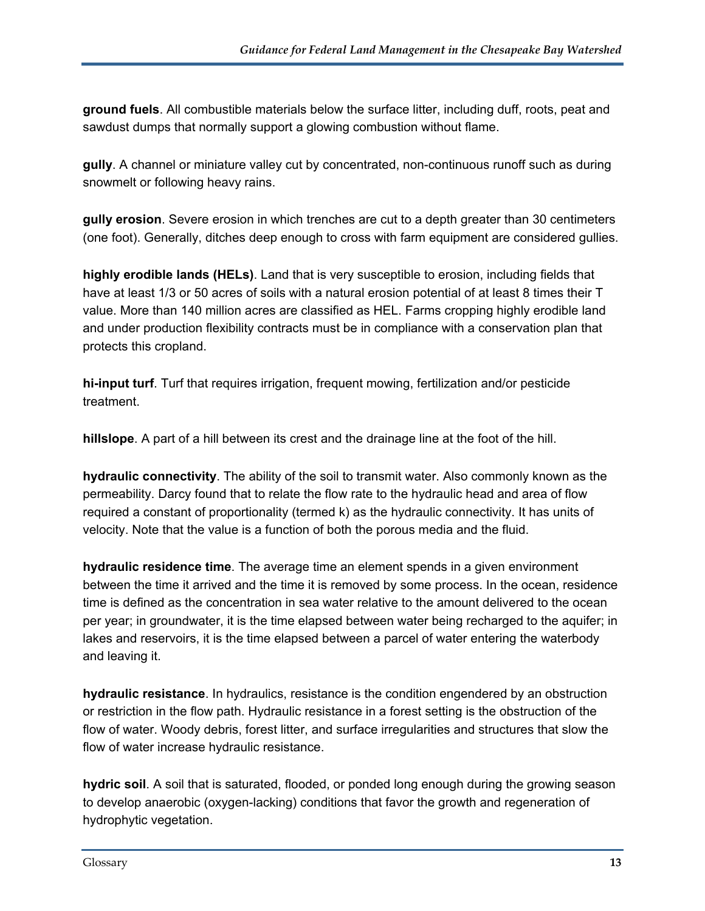**ground fuels**. All combustible materials below the surface litter, including duff, roots, peat and sawdust dumps that normally support a glowing combustion without flame.

**gully**. A channel or miniature valley cut by concentrated, non-continuous runoff such as during snowmelt or following heavy rains.

**gully erosion**. Severe erosion in which trenches are cut to a depth greater than 30 centimeters (one foot). Generally, ditches deep enough to cross with farm equipment are considered gullies.

**highly erodible lands (HELs)**. Land that is very susceptible to erosion, including fields that have at least 1/3 or 50 acres of soils with a natural erosion potential of at least 8 times their T value. More than 140 million acres are classified as HEL. Farms cropping highly erodible land and under production flexibility contracts must be in compliance with a conservation plan that protects this cropland.

**hi-input turf**. Turf that requires irrigation, frequent mowing, fertilization and/or pesticide treatment.

**hillslope**. A part of a hill between its crest and the drainage line at the foot of the hill.

**hydraulic connectivity**. The ability of the soil to transmit water. Also commonly known as the permeability. Darcy found that to relate the flow rate to the hydraulic head and area of flow required a constant of proportionality (termed k) as the hydraulic connectivity. It has units of velocity. Note that the value is a function of both the porous media and the fluid.

**hydraulic residence time**. The average time an element spends in a given environment between the time it arrived and the time it is removed by some process. In the ocean, residence time is defined as the concentration in sea water relative to the amount delivered to the ocean per year; in groundwater, it is the time elapsed between water being recharged to the aquifer; in lakes and reservoirs, it is the time elapsed between a parcel of water entering the waterbody and leaving it.

**hydraulic resistance**. In hydraulics, resistance is the condition engendered by an obstruction or restriction in the flow path. Hydraulic resistance in a forest setting is the obstruction of the flow of water. Woody debris, forest litter, and surface irregularities and structures that slow the flow of water increase hydraulic resistance.

**hydric soil**. A soil that is saturated, flooded, or ponded long enough during the growing season to develop anaerobic (oxygen-lacking) conditions that favor the growth and regeneration of hydrophytic vegetation.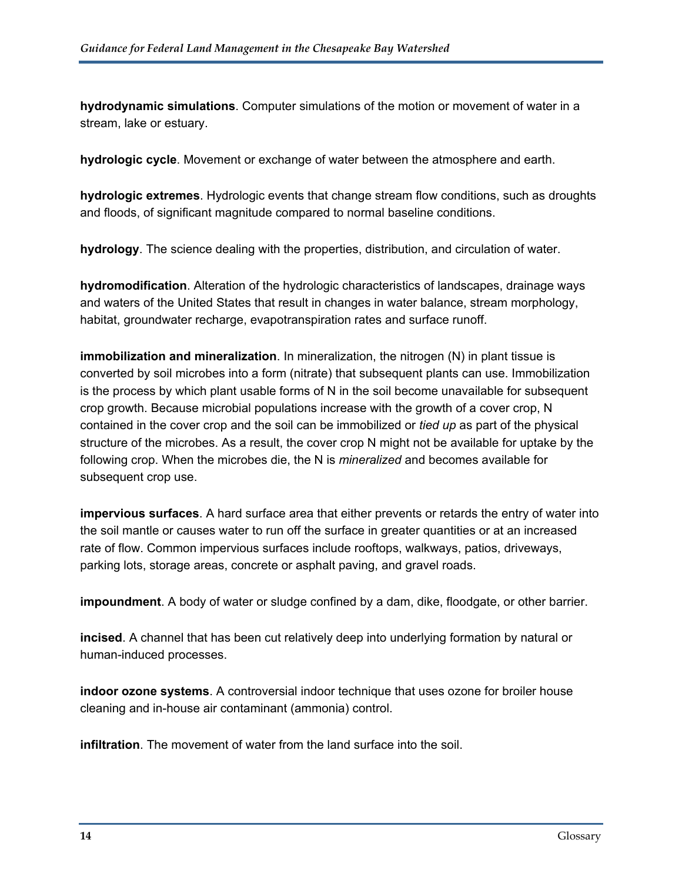**hydrodynamic simulations**. Computer simulations of the motion or movement of water in a stream, lake or estuary.

**hydrologic cycle**. Movement or exchange of water between the atmosphere and earth.

**hydrologic extremes**. Hydrologic events that change stream flow conditions, such as droughts and floods, of significant magnitude compared to normal baseline conditions.

**hydrology**. The science dealing with the properties, distribution, and circulation of water.

**hydromodification**. Alteration of the hydrologic characteristics of landscapes, drainage ways and waters of the United States that result in changes in water balance, stream morphology, habitat, groundwater recharge, evapotranspiration rates and surface runoff.

**immobilization and mineralization**. In mineralization, the nitrogen (N) in plant tissue is converted by soil microbes into a form (nitrate) that subsequent plants can use. Immobilization is the process by which plant usable forms of N in the soil become unavailable for subsequent crop growth. Because microbial populations increase with the growth of a cover crop, N contained in the cover crop and the soil can be immobilized or *tied up* as part of the physical structure of the microbes. As a result, the cover crop N might not be available for uptake by the following crop. When the microbes die, the N is *mineralized* and becomes available for subsequent crop use.

**impervious surfaces**. A hard surface area that either prevents or retards the entry of water into the soil mantle or causes water to run off the surface in greater quantities or at an increased rate of flow. Common impervious surfaces include rooftops, walkways, patios, driveways, parking lots, storage areas, concrete or asphalt paving, and gravel roads.

**impoundment**. A body of water or sludge confined by a dam, dike, floodgate, or other barrier.

**incised**. A channel that has been cut relatively deep into underlying formation by natural or human-induced processes.

**indoor ozone systems**. A controversial indoor technique that uses ozone for broiler house cleaning and in-house air contaminant (ammonia) control.

**infiltration**. The movement of water from the land surface into the soil.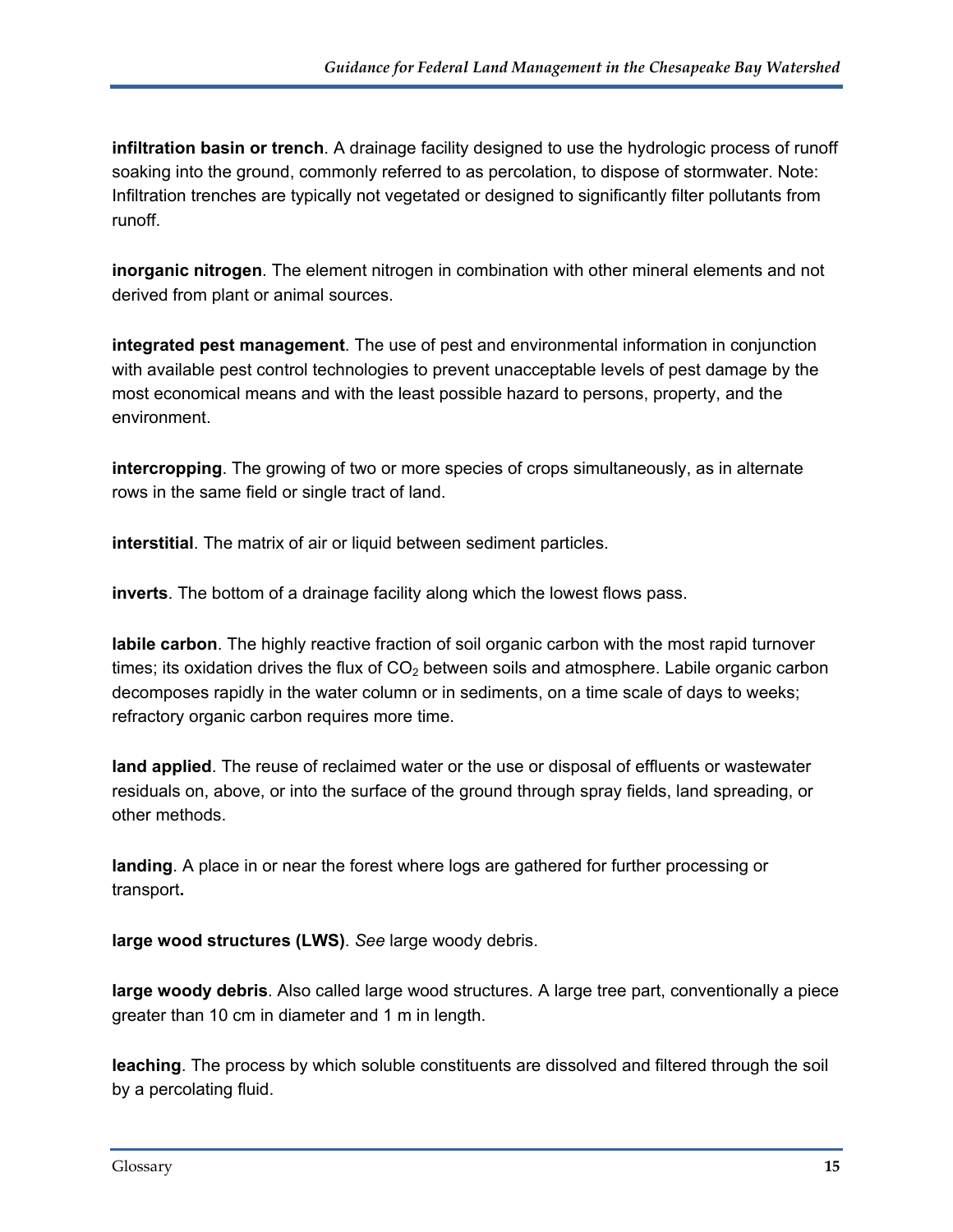**infiltration basin or trench**. A drainage facility designed to use the hydrologic process of runoff soaking into the ground, commonly referred to as percolation, to dispose of stormwater. Note: Infiltration trenches are typically not vegetated or designed to significantly filter pollutants from runoff.

**inorganic nitrogen**. The element nitrogen in combination with other mineral elements and not derived from plant or animal sources.

**integrated pest management**. The use of pest and environmental information in conjunction with available pest control technologies to prevent unacceptable levels of pest damage by the most economical means and with the least possible hazard to persons, property, and the environment.

**intercropping**. The growing of two or more species of crops simultaneously, as in alternate rows in the same field or single tract of land.

**interstitial**. The matrix of air or liquid between sediment particles.

**inverts**. The bottom of a drainage facility along which the lowest flows pass.

**labile carbon**. The highly reactive fraction of soil organic carbon with the most rapid turnover times; its oxidation drives the flux of $CO_2$ between soils and atmosphere. Labile organic carbon decomposes rapidly in the water column or in sediments, on a time scale of days to weeks; refractory organic carbon requires more time.

**land applied**. The reuse of reclaimed water or the use or disposal of effluents or wastewater residuals on, above, or into the surface of the ground through spray fields, land spreading, or other methods.

**landing**. A place in or near the forest where logs are gathered for further processing or transport.

**large wood structures (LWS)**. *See* large woody debris.

**large woody debris**. Also called large wood structures. A large tree part, conventionally a piece greater than 10 cm in diameter and 1 m in length.

**leaching**. The process by which soluble constituents are dissolved and filtered through the soil by a percolating fluid.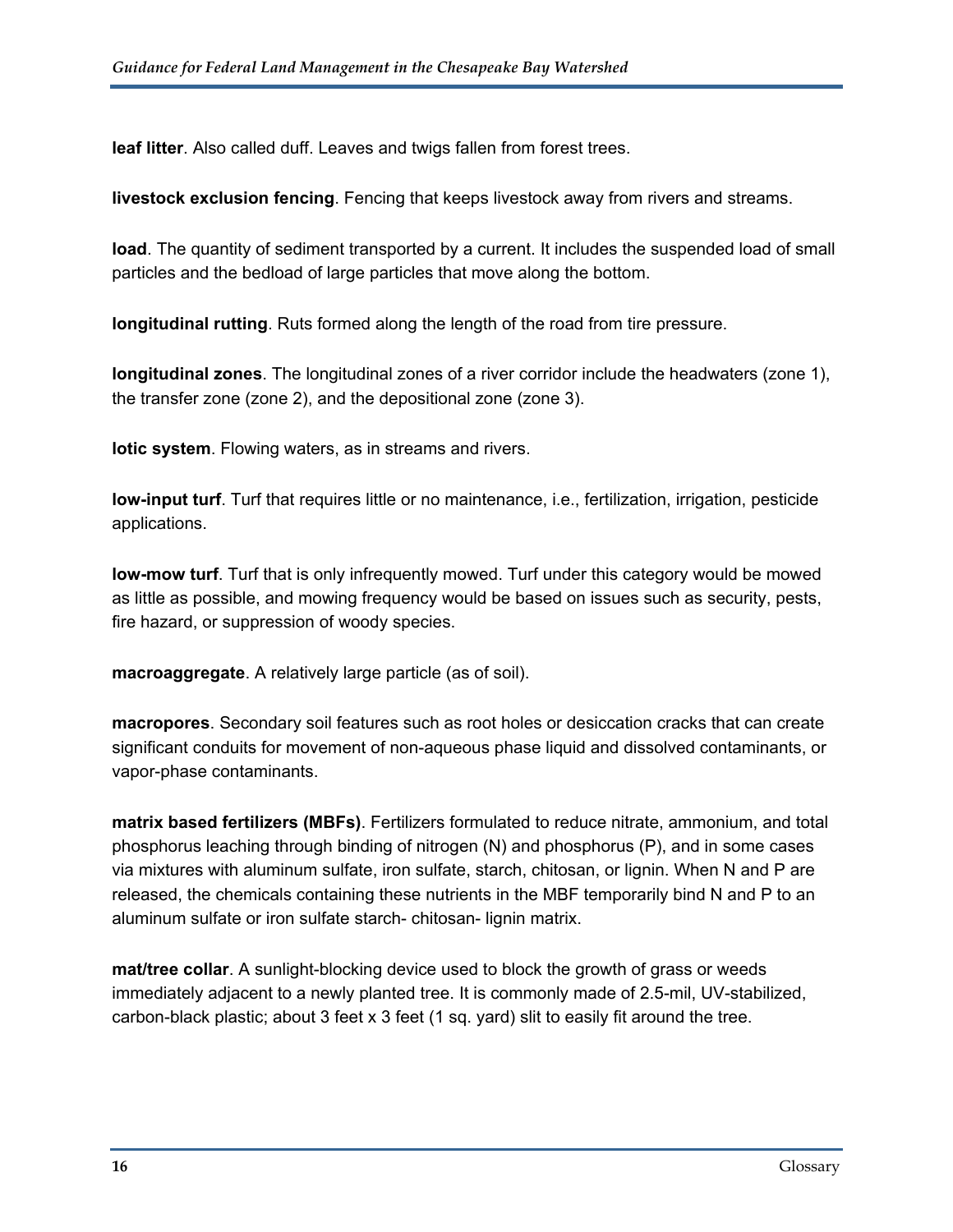**leaf litter**. Also called duff. Leaves and twigs fallen from forest trees.

**livestock exclusion fencing**. Fencing that keeps livestock away from rivers and streams.

**load**. The quantity of sediment transported by a current. It includes the suspended load of small particles and the bedload of large particles that move along the bottom.

**longitudinal rutting**. Ruts formed along the length of the road from tire pressure.

**longitudinal zones**. The longitudinal zones of a river corridor include the headwaters (zone 1), the transfer zone (zone 2), and the depositional zone (zone 3).

**lotic system**. Flowing waters, as in streams and rivers.

**low-input turf**. Turf that requires little or no maintenance, i.e., fertilization, irrigation, pesticide applications.

**low-mow turf**. Turf that is only infrequently mowed. Turf under this category would be mowed as little as possible, and mowing frequency would be based on issues such as security, pests, fire hazard, or suppression of woody species.

**macroaggregate**. A relatively large particle (as of soil).

**macropores**. Secondary soil features such as root holes or desiccation cracks that can create significant conduits for movement of non-aqueous phase liquid and dissolved contaminants, or vapor-phase contaminants.

**matrix based fertilizers (MBFs)**. Fertilizers formulated to reduce nitrate, ammonium, and total phosphorus leaching through binding of nitrogen (N) and phosphorus (P), and in some cases via mixtures with aluminum sulfate, iron sulfate, starch, chitosan, or lignin. When N and P are released, the chemicals containing these nutrients in the MBF temporarily bind N and P to an aluminum sulfate or iron sulfate starch- chitosan- lignin matrix.

**mat/tree collar**. A sunlight-blocking device used to block the growth of grass or weeds immediately adjacent to a newly planted tree. It is commonly made of 2.5-mil, UV-stabilized, carbon-black plastic; about 3 feet x 3 feet (1 sq. yard) slit to easily fit around the tree.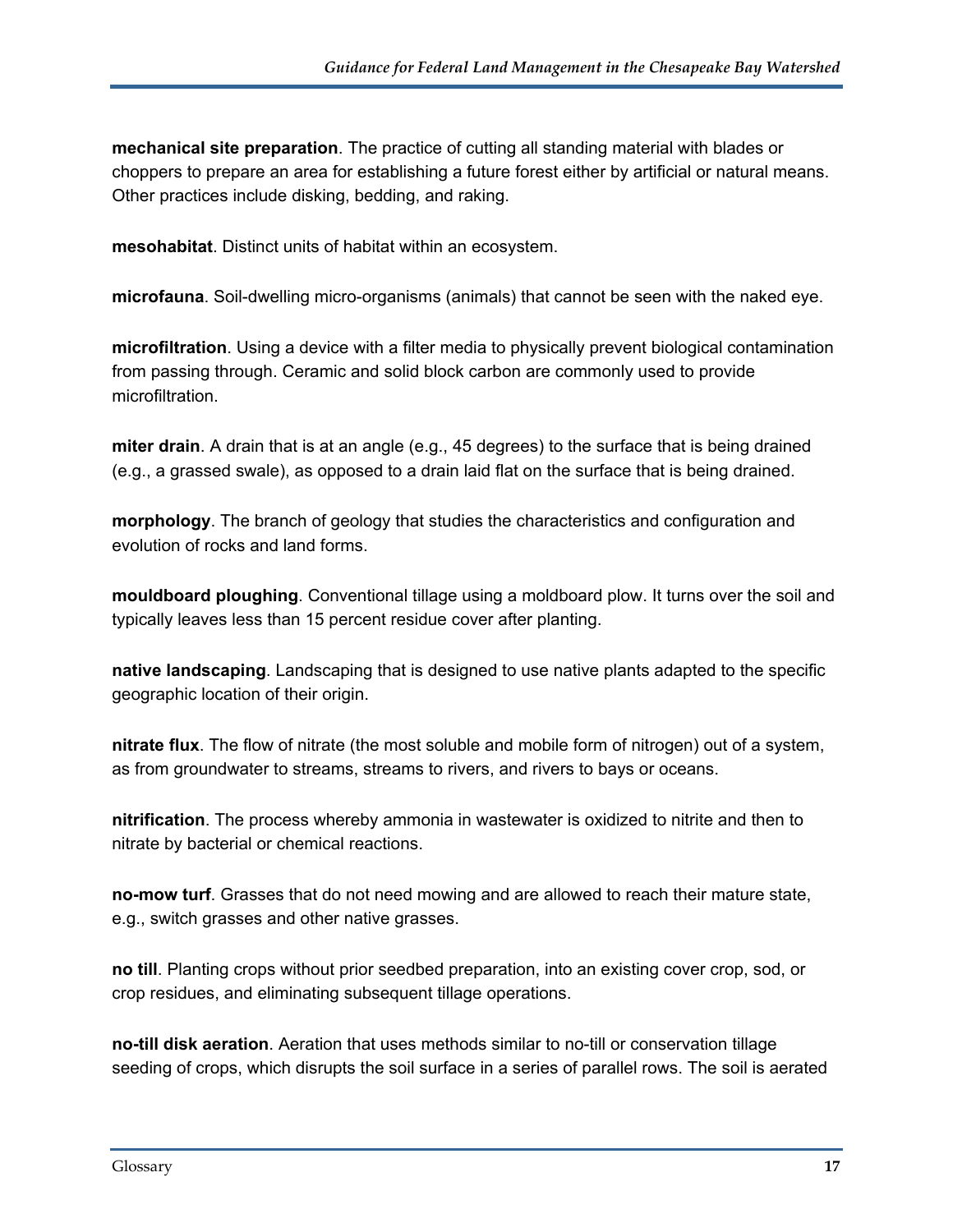**mechanical site preparation**. The practice of cutting all standing material with blades or choppers to prepare an area for establishing a future forest either by artificial or natural means. Other practices include disking, bedding, and raking.

**mesohabitat**. Distinct units of habitat within an ecosystem.

**microfauna**. Soil-dwelling micro-organisms (animals) that cannot be seen with the naked eye.

**microfiltration**. Using a device with a filter media to physically prevent biological contamination from passing through. Ceramic and solid block carbon are commonly used to provide microfiltration.

**miter drain**. A drain that is at an angle (e.g., 45 degrees) to the surface that is being drained (e.g., a grassed swale), as opposed to a drain laid flat on the surface that is being drained.

**morphology**. The branch of geology that studies the characteristics and configuration and evolution of rocks and land forms.

**mouldboard ploughing**. Conventional tillage using a moldboard plow. It turns over the soil and typically leaves less than 15 percent residue cover after planting.

**native landscaping**. Landscaping that is designed to use native plants adapted to the specific geographic location of their origin.

**nitrate flux**. The flow of nitrate (the most soluble and mobile form of nitrogen) out of a system, as from groundwater to streams, streams to rivers, and rivers to bays or oceans.

**nitrification**. The process whereby ammonia in wastewater is oxidized to nitrite and then to nitrate by bacterial or chemical reactions.

**no-mow turf**. Grasses that do not need mowing and are allowed to reach their mature state, e.g., switch grasses and other native grasses.

**no till**. Planting crops without prior seedbed preparation, into an existing cover crop, sod, or crop residues, and eliminating subsequent tillage operations.

**no-till disk aeration**. Aeration that uses methods similar to no-till or conservation tillage seeding of crops, which disrupts the soil surface in a series of parallel rows. The soil is aerated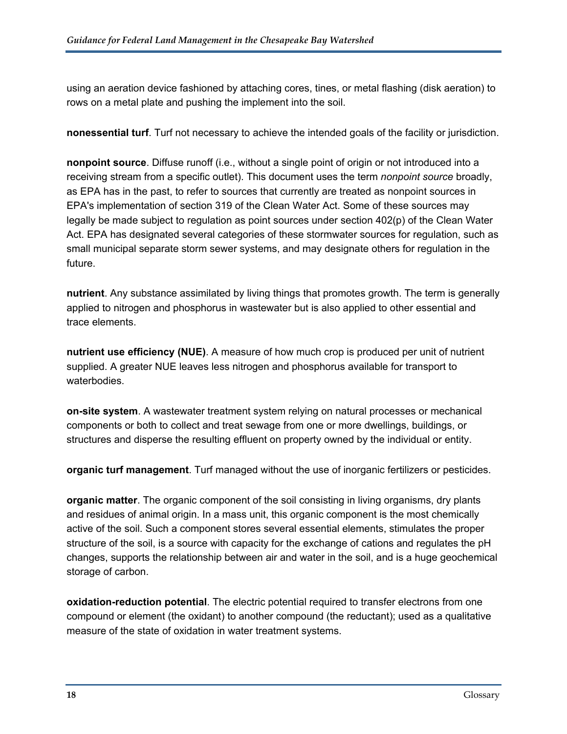using an aeration device fashioned by attaching cores, tines, or metal flashing (disk aeration) to rows on a metal plate and pushing the implement into the soil.

**nonessential turf**. Turf not necessary to achieve the intended goals of the facility or jurisdiction.

**nonpoint source**. Diffuse runoff (i.e., without a single point of origin or not introduced into a receiving stream from a specific outlet). This document uses the term *nonpoint source* broadly, as EPA has in the past, to refer to sources that currently are treated as nonpoint sources in EPA's implementation of section 319 of the Clean Water Act. Some of these sources may legally be made subject to regulation as point sources under section 402(p) of the Clean Water Act. EPA has designated several categories of these stormwater sources for regulation, such as small municipal separate storm sewer systems, and may designate others for regulation in the future.

**nutrient**. Any substance assimilated by living things that promotes growth. The term is generally applied to nitrogen and phosphorus in wastewater but is also applied to other essential and trace elements.

**nutrient use efficiency (NUE)**. A measure of how much crop is produced per unit of nutrient supplied. A greater NUE leaves less nitrogen and phosphorus available for transport to waterbodies.

**on-site system**. A wastewater treatment system relying on natural processes or mechanical components or both to collect and treat sewage from one or more dwellings, buildings, or structures and disperse the resulting effluent on property owned by the individual or entity.

**organic turf management**. Turf managed without the use of inorganic fertilizers or pesticides.

**organic matter**. The organic component of the soil consisting in living organisms, dry plants and residues of animal origin. In a mass unit, this organic component is the most chemically active of the soil. Such a component stores several essential elements, stimulates the proper structure of the soil, is a source with capacity for the exchange of cations and regulates the pH changes, supports the relationship between air and water in the soil, and is a huge geochemical storage of carbon.

**oxidation-reduction potential**. The electric potential required to transfer electrons from one compound or element (the oxidant) to another compound (the reductant); used as a qualitative measure of the state of oxidation in water treatment systems.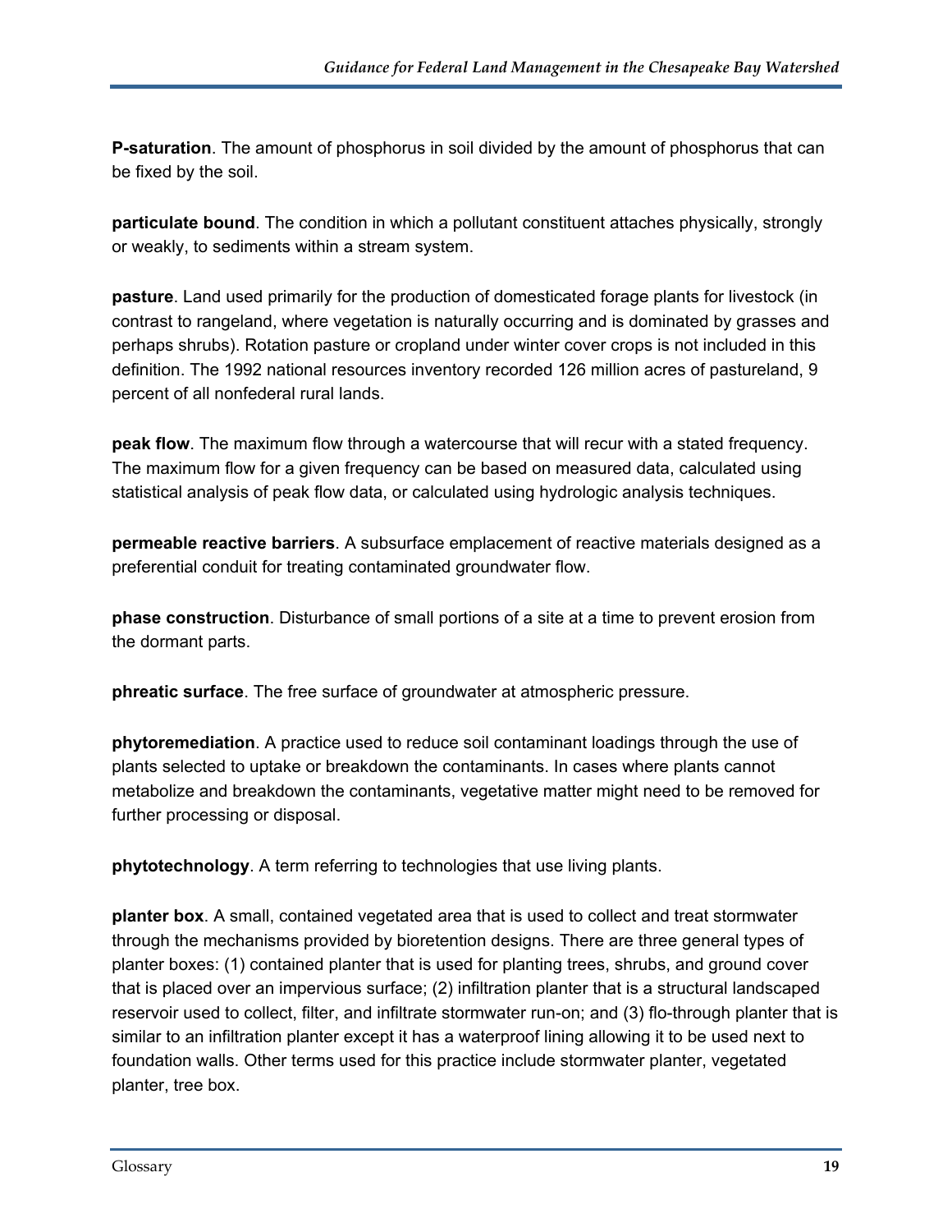**P-saturation**. The amount of phosphorus in soil divided by the amount of phosphorus that can be fixed by the soil.

**particulate bound**. The condition in which a pollutant constituent attaches physically, strongly or weakly, to sediments within a stream system.

**pasture**. Land used primarily for the production of domesticated forage plants for livestock (in contrast to rangeland, where vegetation is naturally occurring and is dominated by grasses and perhaps shrubs). Rotation pasture or cropland under winter cover crops is not included in this definition. The 1992 national resources inventory recorded 126 million acres of pastureland, 9 percent of all nonfederal rural lands.

**peak flow**. The maximum flow through a watercourse that will recur with a stated frequency. The maximum flow for a given frequency can be based on measured data, calculated using statistical analysis of peak flow data, or calculated using hydrologic analysis techniques.

**permeable reactive barriers**. A subsurface emplacement of reactive materials designed as a preferential conduit for treating contaminated groundwater flow.

**phase construction**. Disturbance of small portions of a site at a time to prevent erosion from the dormant parts.

**phreatic surface**. The free surface of groundwater at atmospheric pressure.

**phytoremediation**. A practice used to reduce soil contaminant loadings through the use of plants selected to uptake or breakdown the contaminants. In cases where plants cannot metabolize and breakdown the contaminants, vegetative matter might need to be removed for further processing or disposal.

**phytotechnology**. A term referring to technologies that use living plants.

**planter box**. A small, contained vegetated area that is used to collect and treat stormwater through the mechanisms provided by bioretention designs. There are three general types of planter boxes: (1) contained planter that is used for planting trees, shrubs, and ground cover that is placed over an impervious surface; (2) infiltration planter that is a structural landscaped reservoir used to collect, filter, and infiltrate stormwater run-on; and (3) flo-through planter that is similar to an infiltration planter except it has a waterproof lining allowing it to be used next to foundation walls. Other terms used for this practice include stormwater planter, vegetated planter, tree box.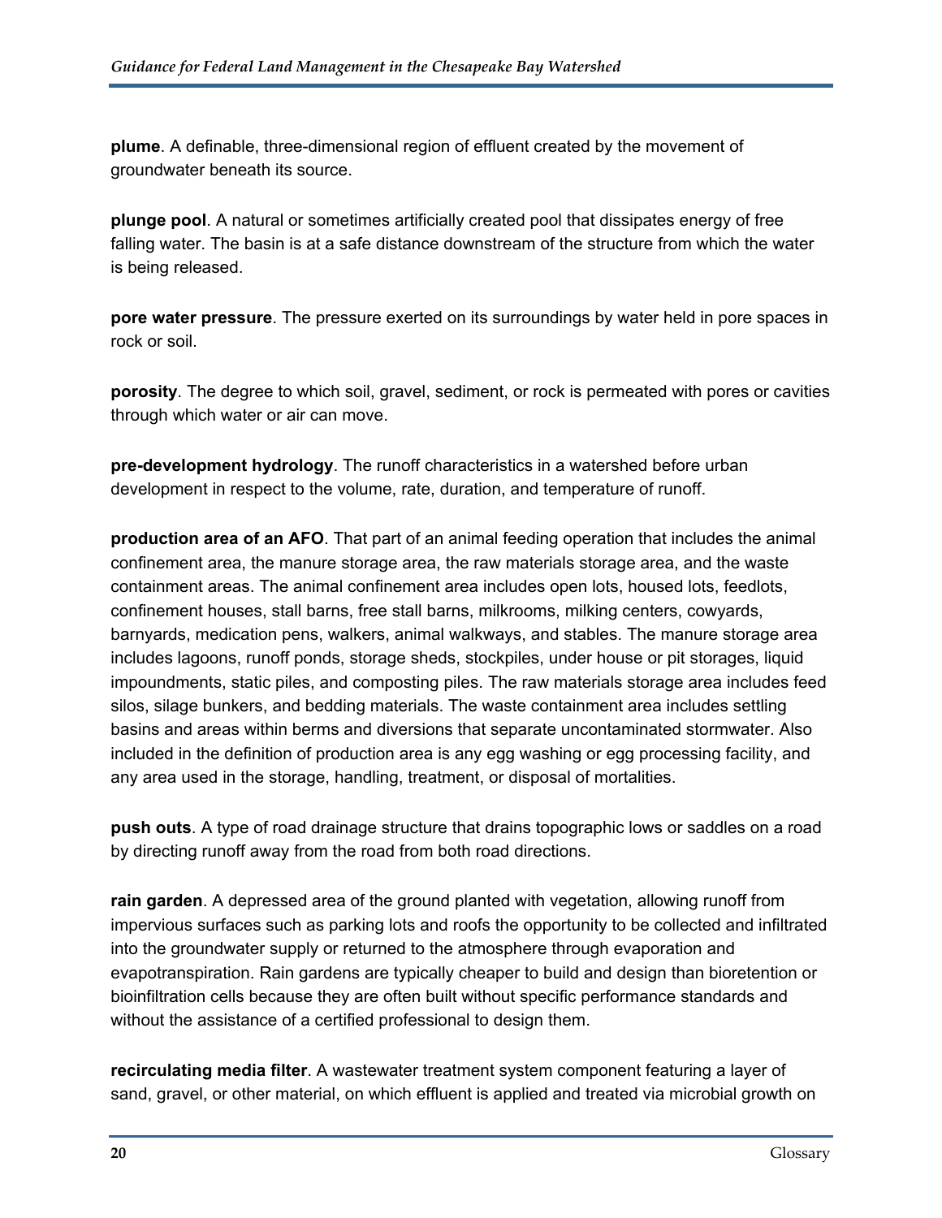**plume**. A definable, three-dimensional region of effluent created by the movement of groundwater beneath its source.

**plunge pool**. A natural or sometimes artificially created pool that dissipates energy of free falling water. The basin is at a safe distance downstream of the structure from which the water is being released.

**pore water pressure**. The pressure exerted on its surroundings by water held in pore spaces in rock or soil.

**porosity**. The degree to which soil, gravel, sediment, or rock is permeated with pores or cavities through which water or air can move.

**pre-development hydrology**. The runoff characteristics in a watershed before urban development in respect to the volume, rate, duration, and temperature of runoff.

**production area of an AFO**. That part of an animal feeding operation that includes the animal confinement area, the manure storage area, the raw materials storage area, and the waste containment areas. The animal confinement area includes open lots, housed lots, feedlots, confinement houses, stall barns, free stall barns, milkrooms, milking centers, cowyards, barnyards, medication pens, walkers, animal walkways, and stables. The manure storage area includes lagoons, runoff ponds, storage sheds, stockpiles, under house or pit storages, liquid impoundments, static piles, and composting piles. The raw materials storage area includes feed silos, silage bunkers, and bedding materials. The waste containment area includes settling basins and areas within berms and diversions that separate uncontaminated stormwater. Also included in the definition of production area is any egg washing or egg processing facility, and any area used in the storage, handling, treatment, or disposal of mortalities.

**push outs**. A type of road drainage structure that drains topographic lows or saddles on a road by directing runoff away from the road from both road directions.

**rain garden**. A depressed area of the ground planted with vegetation, allowing runoff from impervious surfaces such as parking lots and roofs the opportunity to be collected and infiltrated into the groundwater supply or returned to the atmosphere through evaporation and evapotranspiration. Rain gardens are typically cheaper to build and design than bioretention or bioinfiltration cells because they are often built without specific performance standards and without the assistance of a certified professional to design them.

**recirculating media filter**. A wastewater treatment system component featuring a layer of sand, gravel, or other material, on which effluent is applied and treated via microbial growth on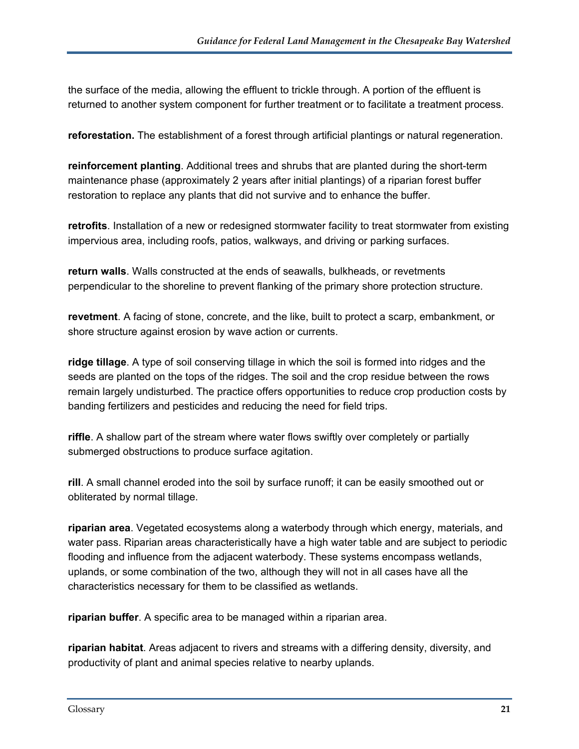the surface of the media, allowing the effluent to trickle through. A portion of the effluent is returned to another system component for further treatment or to facilitate a treatment process.

**reforestation.** The establishment of a forest through artificial plantings or natural regeneration.

**reinforcement planting**. Additional trees and shrubs that are planted during the short-term maintenance phase (approximately 2 years after initial plantings) of a riparian forest buffer restoration to replace any plants that did not survive and to enhance the buffer.

**retrofits**. Installation of a new or redesigned stormwater facility to treat stormwater from existing impervious area, including roofs, patios, walkways, and driving or parking surfaces.

**return walls**. Walls constructed at the ends of seawalls, bulkheads, or revetments perpendicular to the shoreline to prevent flanking of the primary shore protection structure.

**revetment**. A facing of stone, concrete, and the like, built to protect a scarp, embankment, or shore structure against erosion by wave action or currents.

**ridge tillage**. A type of soil conserving tillage in which the soil is formed into ridges and the seeds are planted on the tops of the ridges. The soil and the crop residue between the rows remain largely undisturbed. The practice offers opportunities to reduce crop production costs by banding fertilizers and pesticides and reducing the need for field trips.

**riffle**. A shallow part of the stream where water flows swiftly over completely or partially submerged obstructions to produce surface agitation.

**rill**. A small channel eroded into the soil by surface runoff; it can be easily smoothed out or obliterated by normal tillage.

**riparian area**. Vegetated ecosystems along a waterbody through which energy, materials, and water pass. Riparian areas characteristically have a high water table and are subject to periodic flooding and influence from the adjacent waterbody. These systems encompass wetlands, uplands, or some combination of the two, although they will not in all cases have all the characteristics necessary for them to be classified as wetlands.

**riparian buffer**. A specific area to be managed within a riparian area.

**riparian habitat**. Areas adjacent to rivers and streams with a differing density, diversity, and productivity of plant and animal species relative to nearby uplands.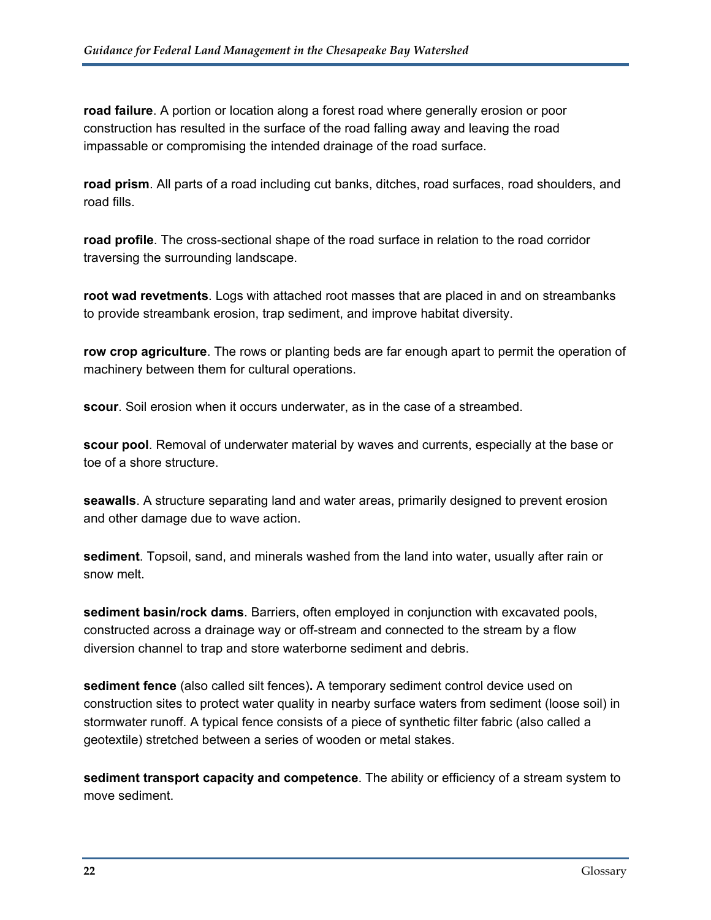**road failure**. A portion or location along a forest road where generally erosion or poor construction has resulted in the surface of the road falling away and leaving the road impassable or compromising the intended drainage of the road surface.

**road prism**. All parts of a road including cut banks, ditches, road surfaces, road shoulders, and road fills.

**road profile**. The cross-sectional shape of the road surface in relation to the road corridor traversing the surrounding landscape.

**root wad revetments**. Logs with attached root masses that are placed in and on streambanks to provide streambank erosion, trap sediment, and improve habitat diversity.

**row crop agriculture**. The rows or planting beds are far enough apart to permit the operation of machinery between them for cultural operations.

**scour**. Soil erosion when it occurs underwater, as in the case of a streambed.

**scour pool**. Removal of underwater material by waves and currents, especially at the base or toe of a shore structure.

**seawalls**. A structure separating land and water areas, primarily designed to prevent erosion and other damage due to wave action.

**sediment**. Topsoil, sand, and minerals washed from the land into water, usually after rain or snow melt.

**sediment basin/rock dams**. Barriers, often employed in conjunction with excavated pools, constructed across a drainage way or off-stream and connected to the stream by a flow diversion channel to trap and store waterborne sediment and debris.

**sediment fence** (also called silt fences)**.** A temporary sediment control device used on construction sites to protect water quality in nearby surface waters from sediment (loose soil) in stormwater runoff. A typical fence consists of a piece of synthetic filter fabric (also called a geotextile) stretched between a series of wooden or metal stakes.

**sediment transport capacity and competence**. The ability or efficiency of a stream system to move sediment.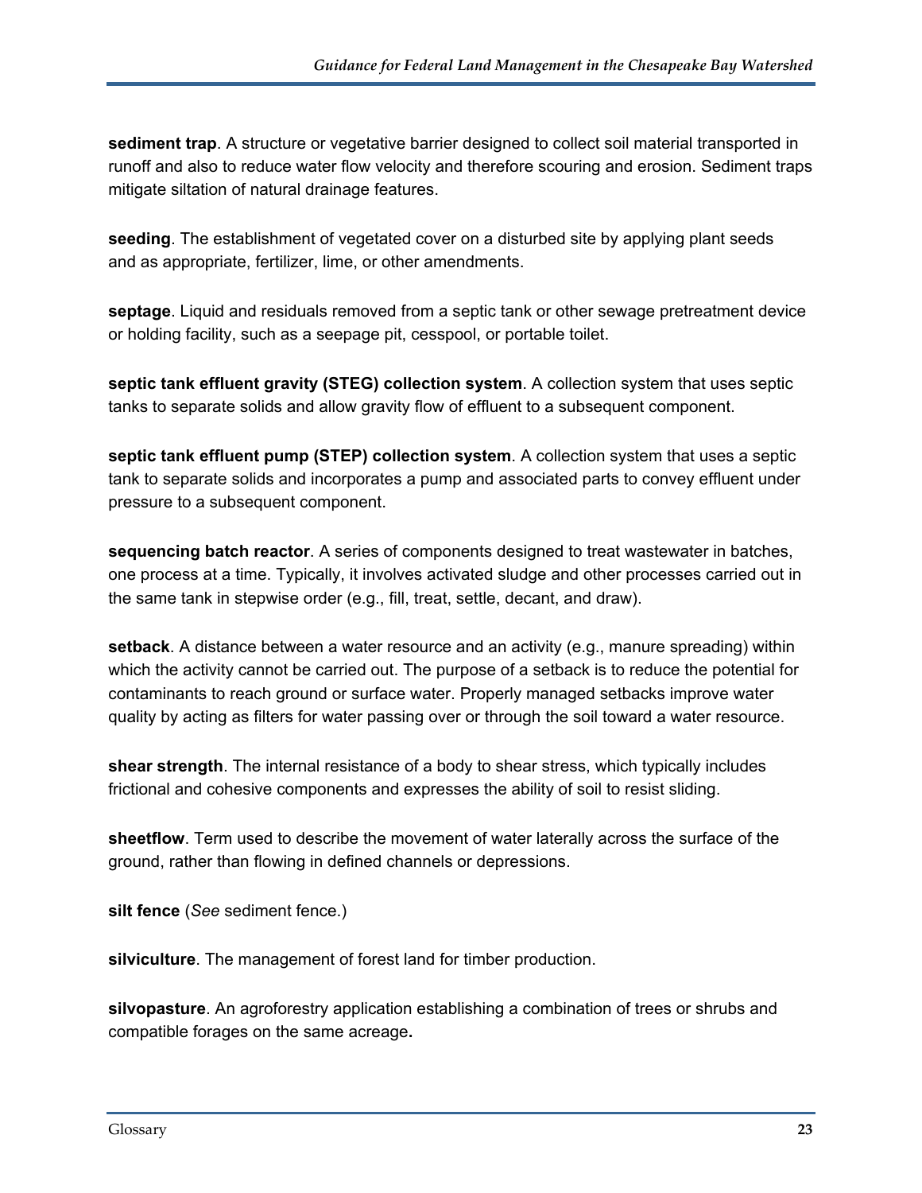**sediment trap**. A structure or vegetative barrier designed to collect soil material transported in runoff and also to reduce water flow velocity and therefore scouring and erosion. Sediment traps mitigate siltation of natural drainage features.

**seeding**. The establishment of vegetated cover on a disturbed site by applying plant seeds and as appropriate, fertilizer, lime, or other amendments.

**septage**. Liquid and residuals removed from a septic tank or other sewage pretreatment device or holding facility, such as a seepage pit, cesspool, or portable toilet.

**septic tank effluent gravity (STEG) collection system**. A collection system that uses septic tanks to separate solids and allow gravity flow of effluent to a subsequent component.

**septic tank effluent pump (STEP) collection system**. A collection system that uses a septic tank to separate solids and incorporates a pump and associated parts to convey effluent under pressure to a subsequent component.

**sequencing batch reactor**. A series of components designed to treat wastewater in batches, one process at a time. Typically, it involves activated sludge and other processes carried out in the same tank in stepwise order (e.g., fill, treat, settle, decant, and draw).

**setback**. A distance between a water resource and an activity (e.g., manure spreading) within which the activity cannot be carried out. The purpose of a setback is to reduce the potential for contaminants to reach ground or surface water. Properly managed setbacks improve water quality by acting as filters for water passing over or through the soil toward a water resource.

**shear strength**. The internal resistance of a body to shear stress, which typically includes frictional and cohesive components and expresses the ability of soil to resist sliding.

**sheetflow**. Term used to describe the movement of water laterally across the surface of the ground, rather than flowing in defined channels or depressions.

**silt fence** (*See* sediment fence.)

**silviculture**. The management of forest land for timber production.

**silvopasture**. An agroforestry application establishing a combination of trees or shrubs and compatible forages on the same acreage**.**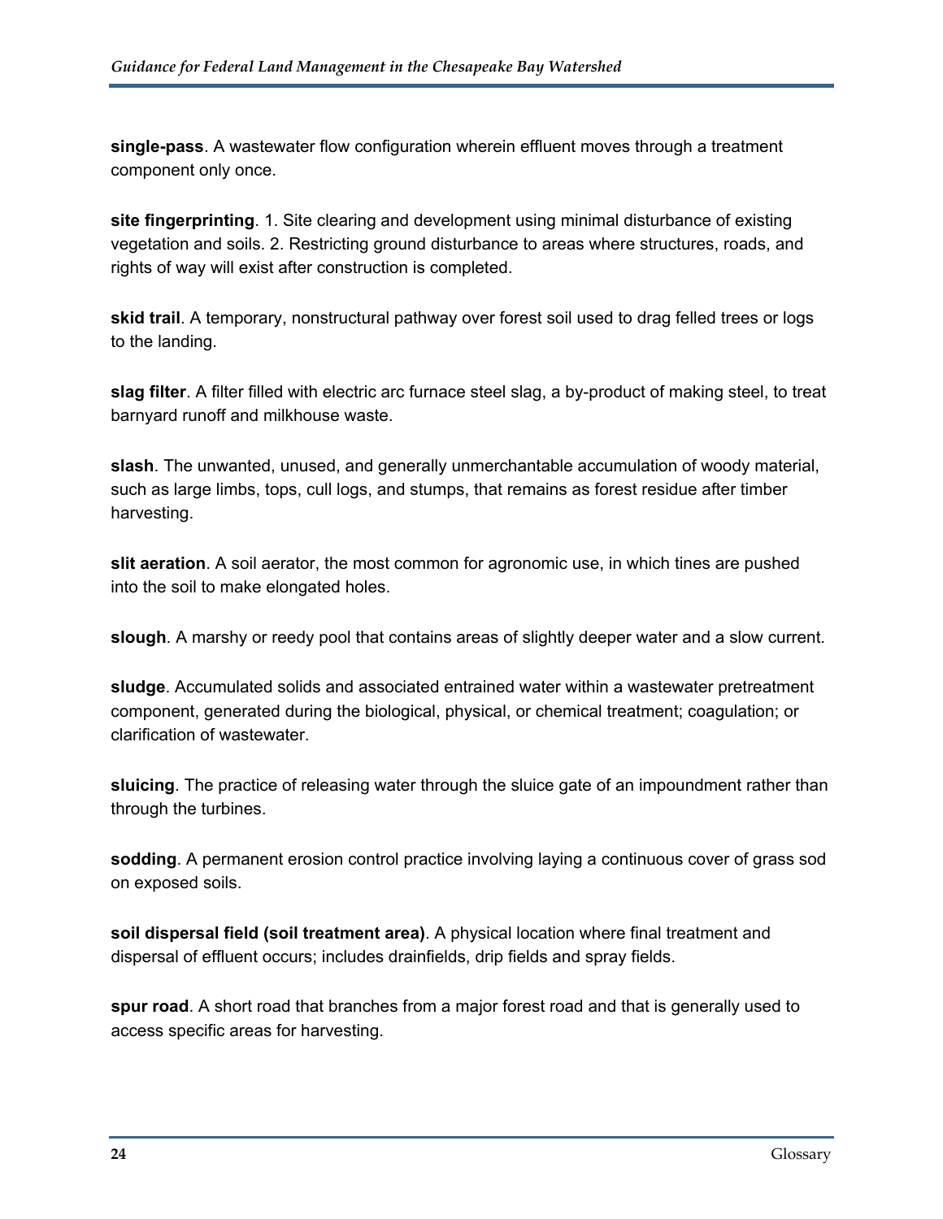**single-pass**. A wastewater flow configuration wherein effluent moves through a treatment component only once.

**site fingerprinting**. 1. Site clearing and development using minimal disturbance of existing vegetation and soils. 2. Restricting ground disturbance to areas where structures, roads, and rights of way will exist after construction is completed.

**skid trail**. A temporary, nonstructural pathway over forest soil used to drag felled trees or logs to the landing.

**slag filter**. A filter filled with electric arc furnace steel slag, a by-product of making steel, to treat barnyard runoff and milkhouse waste.

**slash**. The unwanted, unused, and generally unmerchantable accumulation of woody material, such as large limbs, tops, cull logs, and stumps, that remains as forest residue after timber harvesting.

**slit aeration**. A soil aerator, the most common for agronomic use, in which tines are pushed into the soil to make elongated holes.

**slough**. A marshy or reedy pool that contains areas of slightly deeper water and a slow current.

**sludge**. Accumulated solids and associated entrained water within a wastewater pretreatment component, generated during the biological, physical, or chemical treatment; coagulation; or clarification of wastewater.

**sluicing**. The practice of releasing water through the sluice gate of an impoundment rather than through the turbines.

**sodding**. A permanent erosion control practice involving laying a continuous cover of grass sod on exposed soils.

**soil dispersal field (soil treatment area)**. A physical location where final treatment and dispersal of effluent occurs; includes drainfields, drip fields and spray fields.

**spur road**. A short road that branches from a major forest road and that is generally used to access specific areas for harvesting.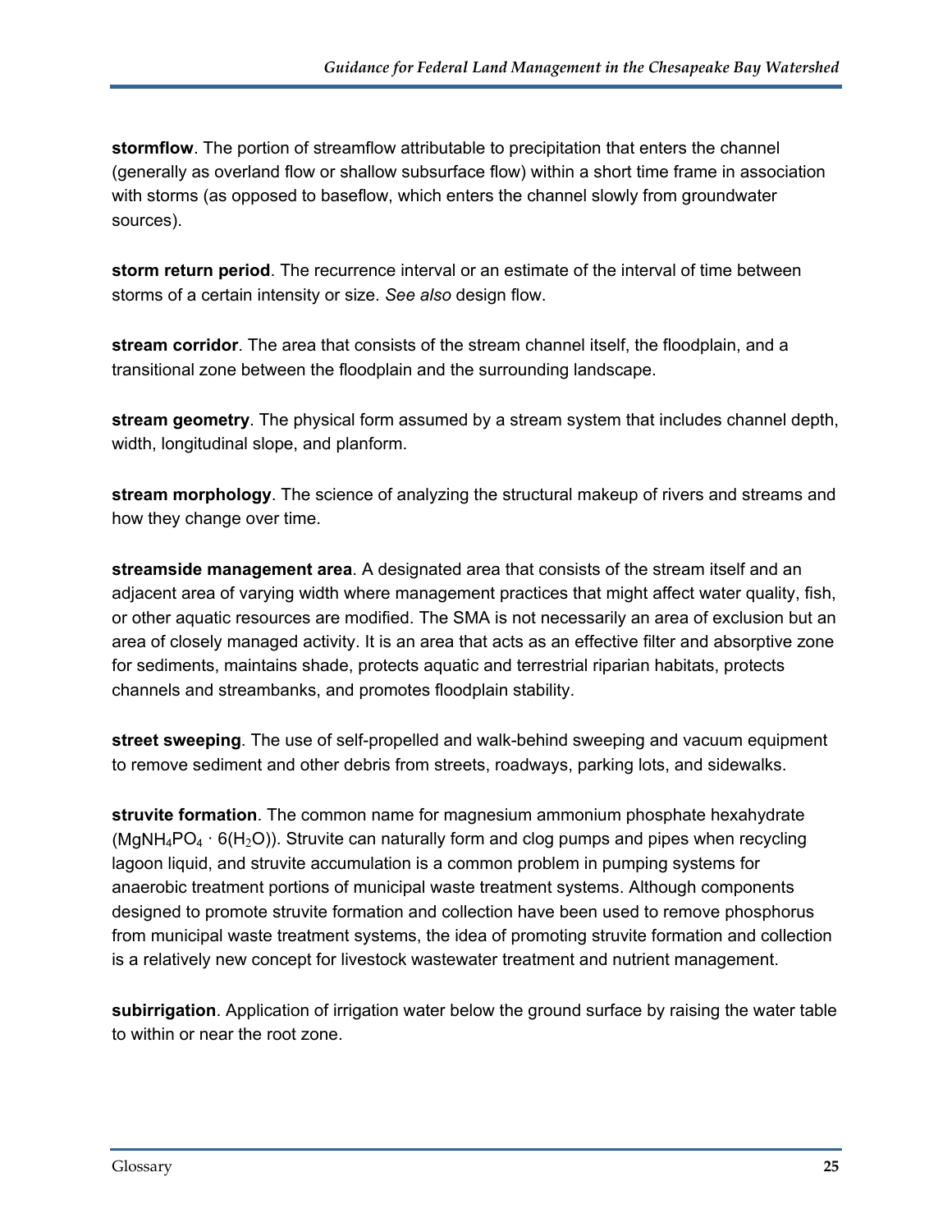**stormflow**. The portion of streamflow attributable to precipitation that enters the channel (generally as overland flow or shallow subsurface flow) within a short time frame in association with storms (as opposed to baseflow, which enters the channel slowly from groundwater sources).

**storm return period**. The recurrence interval or an estimate of the interval of time between storms of a certain intensity or size. *See also* design flow.

**stream corridor**. The area that consists of the stream channel itself, the floodplain, and a transitional zone between the floodplain and the surrounding landscape.

**stream geometry**. The physical form assumed by a stream system that includes channel depth, width, longitudinal slope, and planform.

**stream morphology**. The science of analyzing the structural makeup of rivers and streams and how they change over time.

**streamside management area**. A designated area that consists of the stream itself and an adjacent area of varying width where management practices that might affect water quality, fish, or other aquatic resources are modified. The SMA is not necessarily an area of exclusion but an area of closely managed activity. It is an area that acts as an effective filter and absorptive zone for sediments, maintains shade, protects aquatic and terrestrial riparian habitats, protects channels and streambanks, and promotes floodplain stability.

**street sweeping**. The use of self-propelled and walk-behind sweeping and vacuum equipment to remove sediment and other debris from streets, roadways, parking lots, and sidewalks.

**struvite formation**. The common name for magnesium ammonium phosphate hexahydrate ($MgNH_4PO_4 \cdot 6(H_2O)$). Struvite can naturally form and clog pumps and pipes when recycling lagoon liquid, and struvite accumulation is a common problem in pumping systems for anaerobic treatment portions of municipal waste treatment systems. Although components designed to promote struvite formation and collection have been used to remove phosphorus from municipal waste treatment systems, the idea of promoting struvite formation and collection is a relatively new concept for livestock wastewater treatment and nutrient management.

**subirrigation**. Application of irrigation water below the ground surface by raising the water table to within or near the root zone.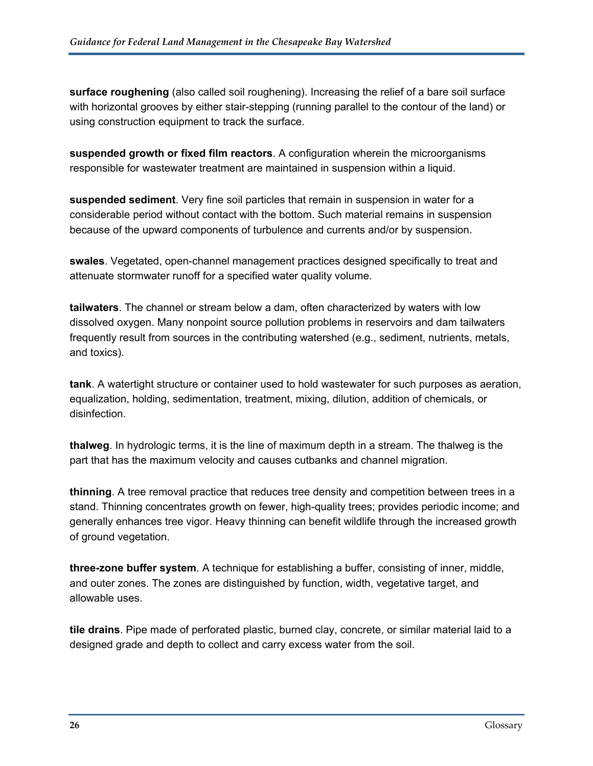**surface roughening** (also called soil roughening). Increasing the relief of a bare soil surface with horizontal grooves by either stair-stepping (running parallel to the contour of the land) or using construction equipment to track the surface.

**suspended growth or fixed film reactors**. A configuration wherein the microorganisms responsible for wastewater treatment are maintained in suspension within a liquid.

**suspended sediment**. Very fine soil particles that remain in suspension in water for a considerable period without contact with the bottom. Such material remains in suspension because of the upward components of turbulence and currents and/or by suspension.

**swales**. Vegetated, open-channel management practices designed specifically to treat and attenuate stormwater runoff for a specified water quality volume.

**tailwaters**. The channel or stream below a dam, often characterized by waters with low dissolved oxygen. Many nonpoint source pollution problems in reservoirs and dam tailwaters frequently result from sources in the contributing watershed (e.g., sediment, nutrients, metals, and toxics).

**tank**. A watertight structure or container used to hold wastewater for such purposes as aeration, equalization, holding, sedimentation, treatment, mixing, dilution, addition of chemicals, or disinfection.

**thalweg**. In hydrologic terms, it is the line of maximum depth in a stream. The thalweg is the part that has the maximum velocity and causes cutbanks and channel migration.

**thinning**. A tree removal practice that reduces tree density and competition between trees in a stand. Thinning concentrates growth on fewer, high-quality trees; provides periodic income; and generally enhances tree vigor. Heavy thinning can benefit wildlife through the increased growth of ground vegetation.

**three-zone buffer system**. A technique for establishing a buffer, consisting of inner, middle, and outer zones. The zones are distinguished by function, width, vegetative target, and allowable uses.

**tile drains**. Pipe made of perforated plastic, burned clay, concrete, or similar material laid to a designed grade and depth to collect and carry excess water from the soil.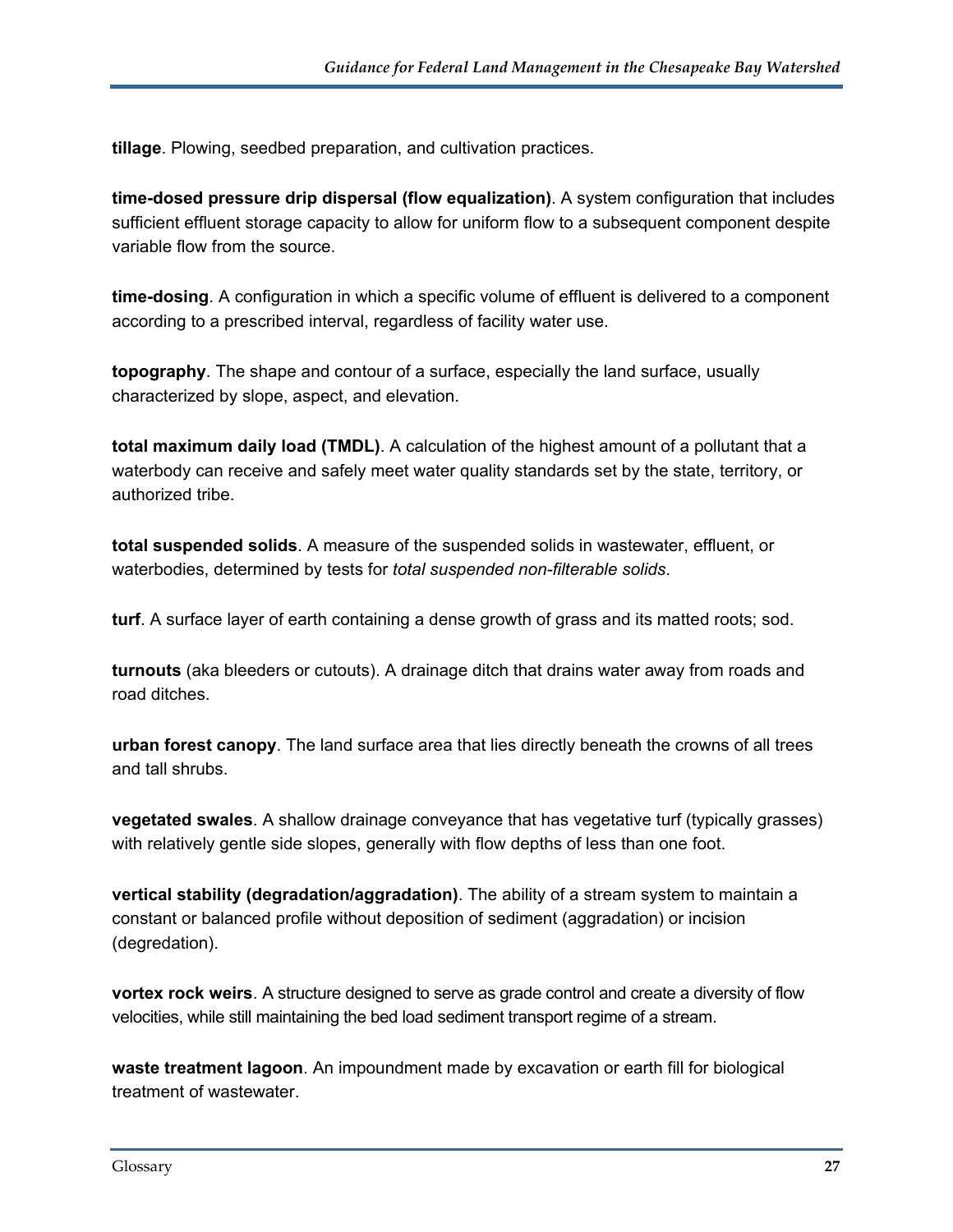**tillage**. Plowing, seedbed preparation, and cultivation practices.

**time-dosed pressure drip dispersal (flow equalization)**. A system configuration that includes sufficient effluent storage capacity to allow for uniform flow to a subsequent component despite variable flow from the source.

**time-dosing**. A configuration in which a specific volume of effluent is delivered to a component according to a prescribed interval, regardless of facility water use.

**topography**. The shape and contour of a surface, especially the land surface, usually characterized by slope, aspect, and elevation.

**total maximum daily load (TMDL)**. A calculation of the highest amount of a pollutant that a waterbody can receive and safely meet water quality standards set by the state, territory, or authorized tribe.

**total suspended solids**. A measure of the suspended solids in wastewater, effluent, or waterbodies, determined by tests for *total suspended non-filterable solids*.

**turf**. A surface layer of earth containing a dense growth of grass and its matted roots; sod.

**turnouts** (aka bleeders or cutouts). A drainage ditch that drains water away from roads and road ditches.

**urban forest canopy**. The land surface area that lies directly beneath the crowns of all trees and tall shrubs.

**vegetated swales**. A shallow drainage conveyance that has vegetative turf (typically grasses) with relatively gentle side slopes, generally with flow depths of less than one foot.

**vertical stability (degradation/aggradation)**. The ability of a stream system to maintain a constant or balanced profile without deposition of sediment (aggradation) or incision (degradation).

**vortex rock weirs**. A structure designed to serve as grade control and create a diversity of flow velocities, while still maintaining the bed load sediment transport regime of a stream.

**waste treatment lagoon**. An impoundment made by excavation or earth fill for biological treatment of wastewater.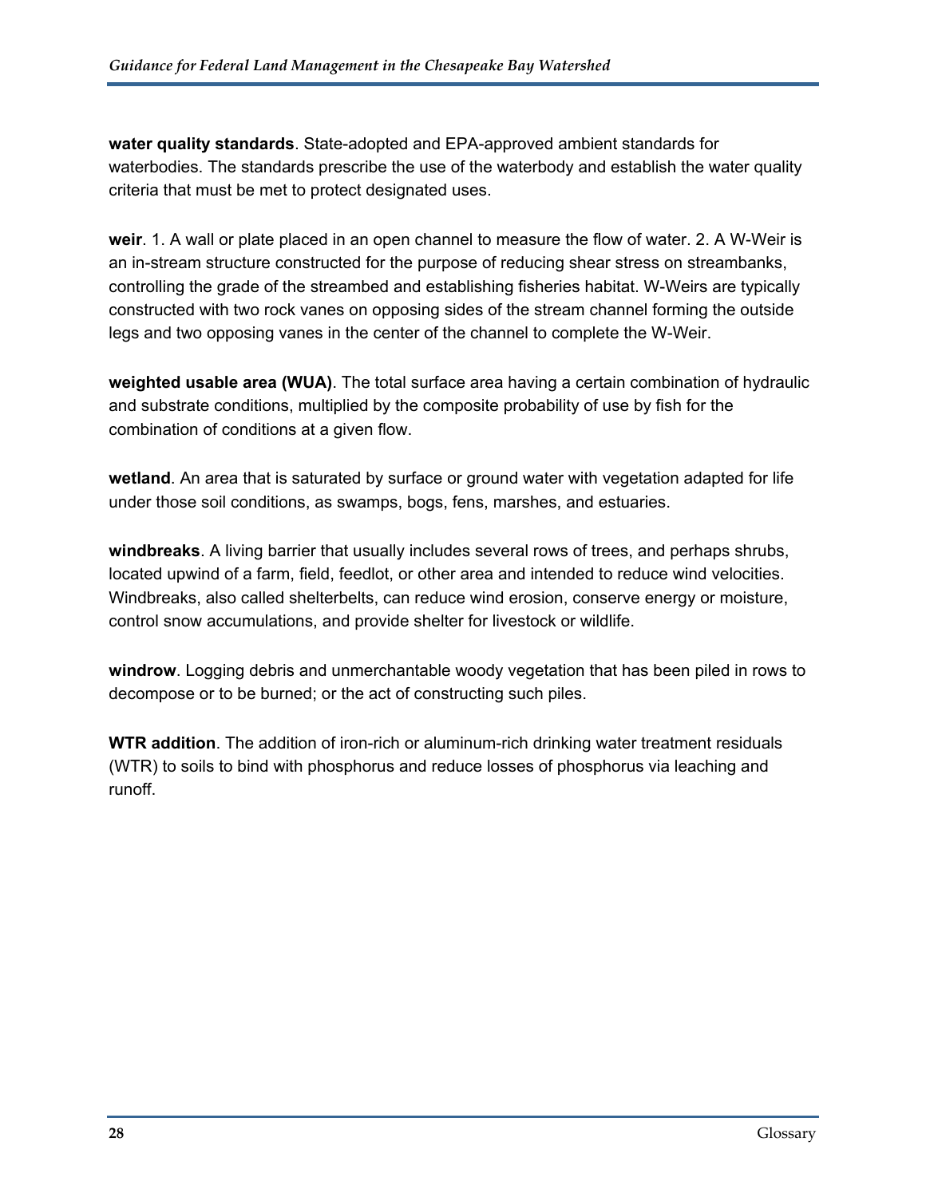**water quality standards**. State-adopted and EPA-approved ambient standards for waterbodies. The standards prescribe the use of the waterbody and establish the water quality criteria that must be met to protect designated uses.

**weir**. 1. A wall or plate placed in an open channel to measure the flow of water. 2. A W-Weir is an in-stream structure constructed for the purpose of reducing shear stress on streambanks, controlling the grade of the streambed and establishing fisheries habitat. W-Weirs are typically constructed with two rock vanes on opposing sides of the stream channel forming the outside legs and two opposing vanes in the center of the channel to complete the W-Weir.

**weighted usable area (WUA)**. The total surface area having a certain combination of hydraulic and substrate conditions, multiplied by the composite probability of use by fish for the combination of conditions at a given flow.

**wetland**. An area that is saturated by surface or ground water with vegetation adapted for life under those soil conditions, as swamps, bogs, fens, marshes, and estuaries.

**windbreaks**. A living barrier that usually includes several rows of trees, and perhaps shrubs, located upwind of a farm, field, feedlot, or other area and intended to reduce wind velocities. Windbreaks, also called shelterbelts, can reduce wind erosion, conserve energy or moisture, control snow accumulations, and provide shelter for livestock or wildlife.

**windrow**. Logging debris and unmerchantable woody vegetation that has been piled in rows to decompose or to be burned; or the act of constructing such piles.

**WTR addition**. The addition of iron-rich or aluminum-rich drinking water treatment residuals (WTR) to soils to bind with phosphorus and reduce losses of phosphorus via leaching and runoff.